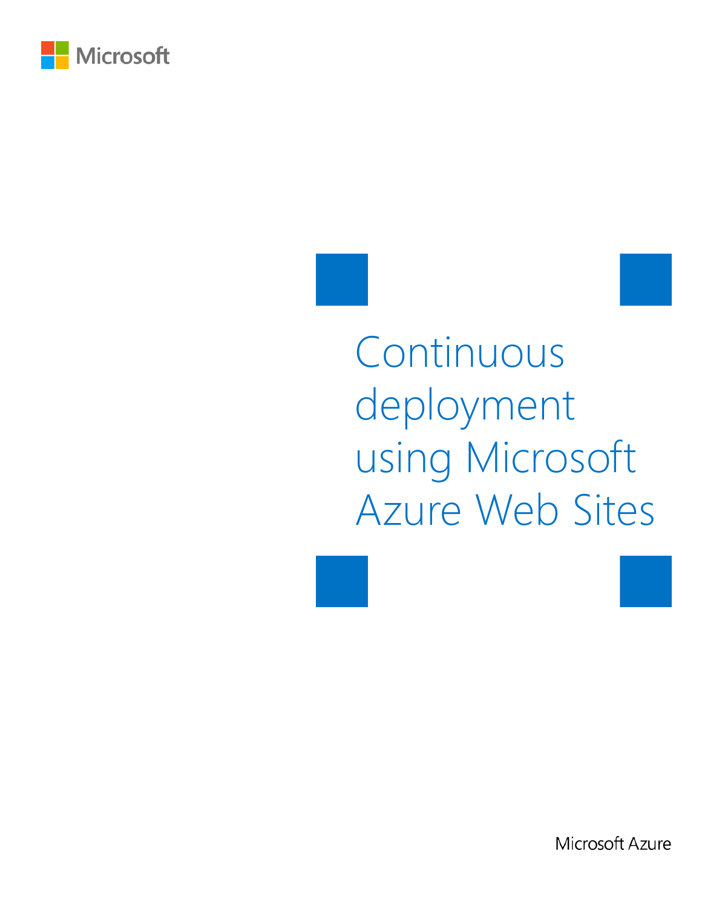Microsoft

# Continuous deployment using Microsoft Azure Web Sites

Microsoft Azure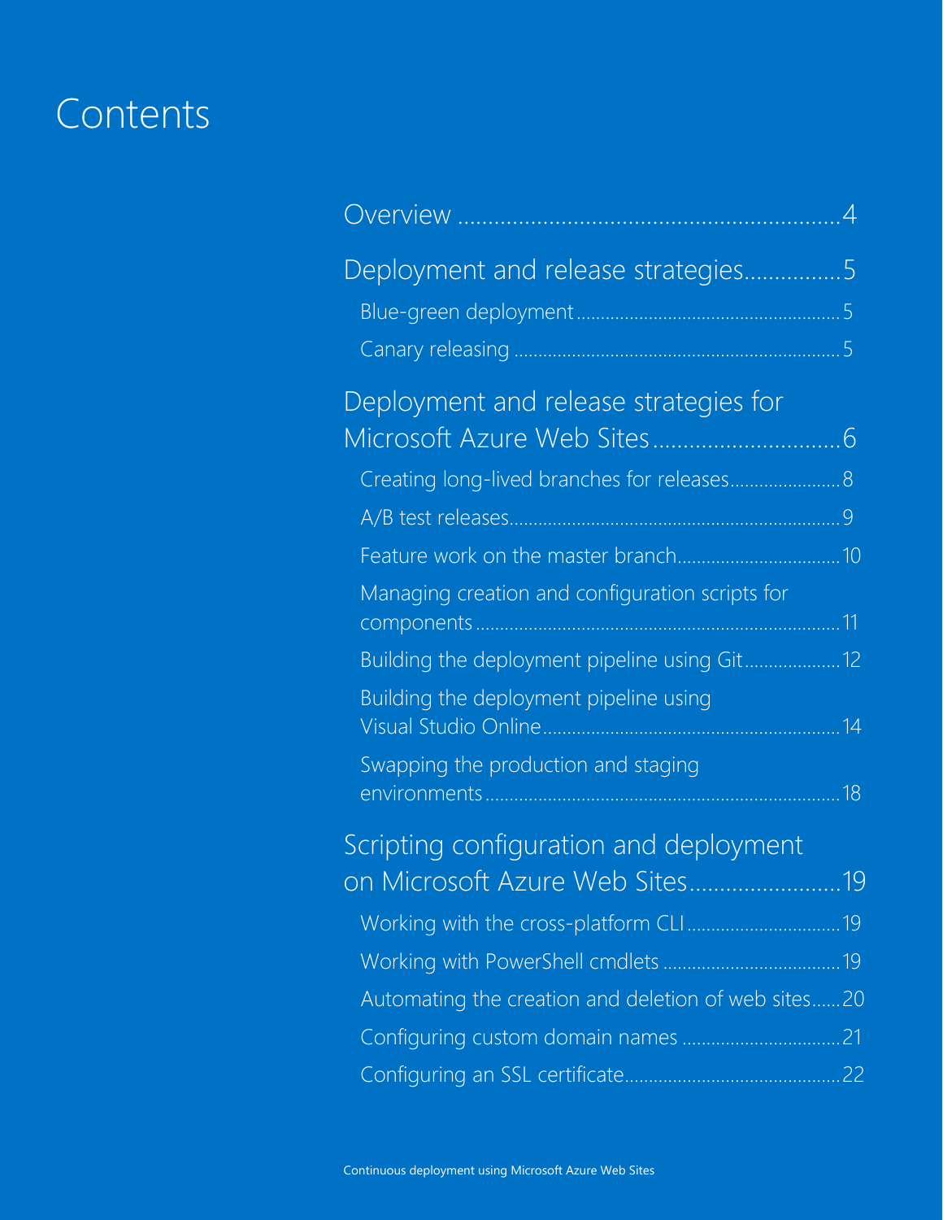# Contents

Overview ........................................................... 4

Deployment and release strategies ............... 5

- Blue-green deployment ............................................... 5
- Canary releasing ........................................................ 5

Deployment and release strategies for Microsoft Azure Web Sites ............................... 6

- Creating long-lived branches for releases ..................... 8
- A/B test releases .......................................................... 9
- Feature work on the master branch ............................. 10
- Managing creation and configuration scripts for components ............................................................ 11
- Building the deployment pipeline using Git ................. 12
- Building the deployment pipeline using Visual Studio Online ....................................................... 14
- Swapping the production and staging environments ........................................................... 18

Scripting configuration and deployment on Microsoft Azure Web Sites ......................... 19

- Working with the cross-platform CLI ............................ 19
- Working with PowerShell cmdlets ................................ 19
- Automating the creation and deletion of web sites ...... 20
- Configuring custom domain names .............................. 21
- Configuring an SSL certificate ...................................... 22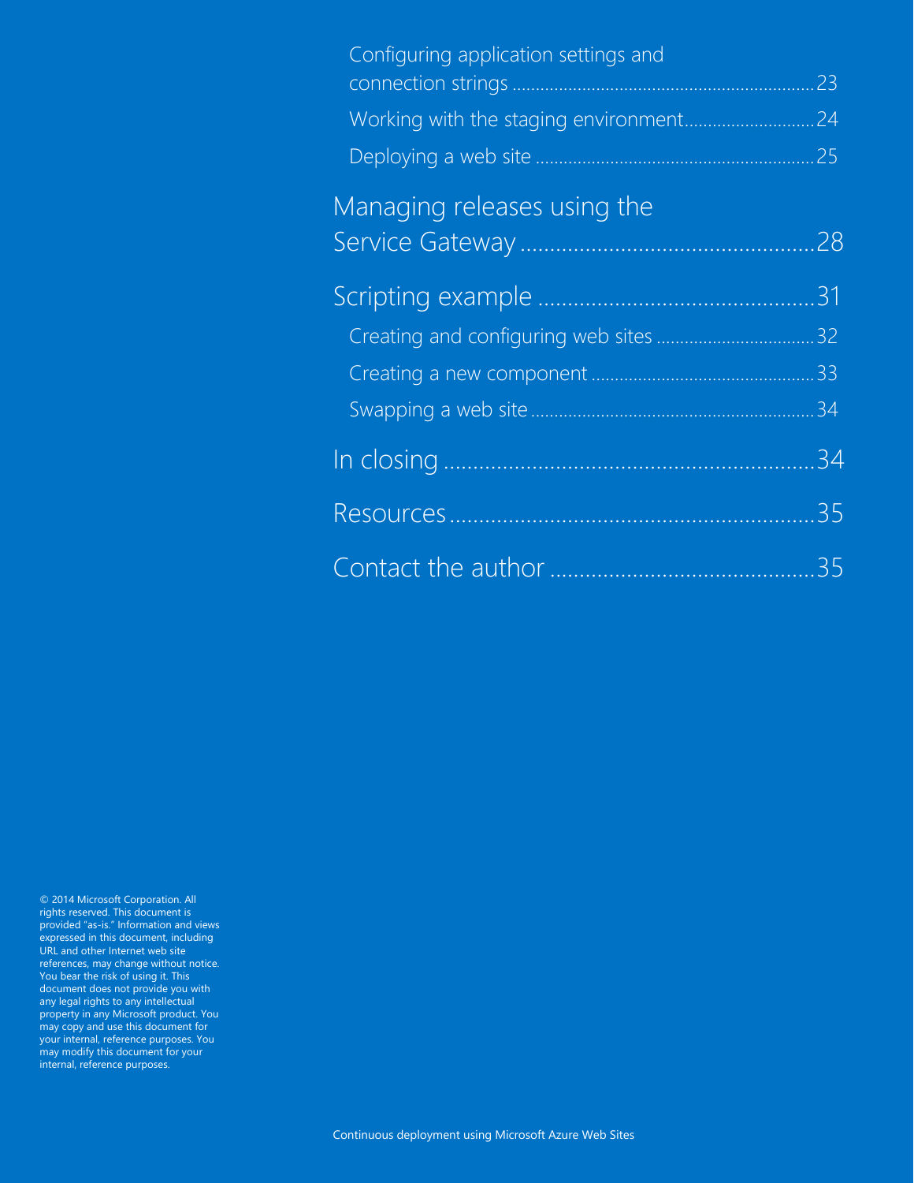Configuring application settings and connection strings ........................................................................ 23

Working with the staging environment ........................... 24

Deploying a web site ........................................................... 25

Managing releases using the Service Gateway ........................................... 28

Scripting example ........................................... 31

Creating and configuring web sites .................................. 32

Creating a new component ............................................... 33

Swapping a web site ........................................................... 34

In closing ........................................................... 34

Resources ........................................................... 35

Contact the author ........................................... 35

© 2014 Microsoft Corporation. All rights reserved. This document is provided "as-is." Information and views expressed in this document, including URL and other Internet web site references, may change without notice. You bear the risk of using it. This document does not provide you with any legal rights to any intellectual property in any Microsoft product. You may copy and use this document for your internal, reference purposes. You may modify this document for your internal, reference purposes.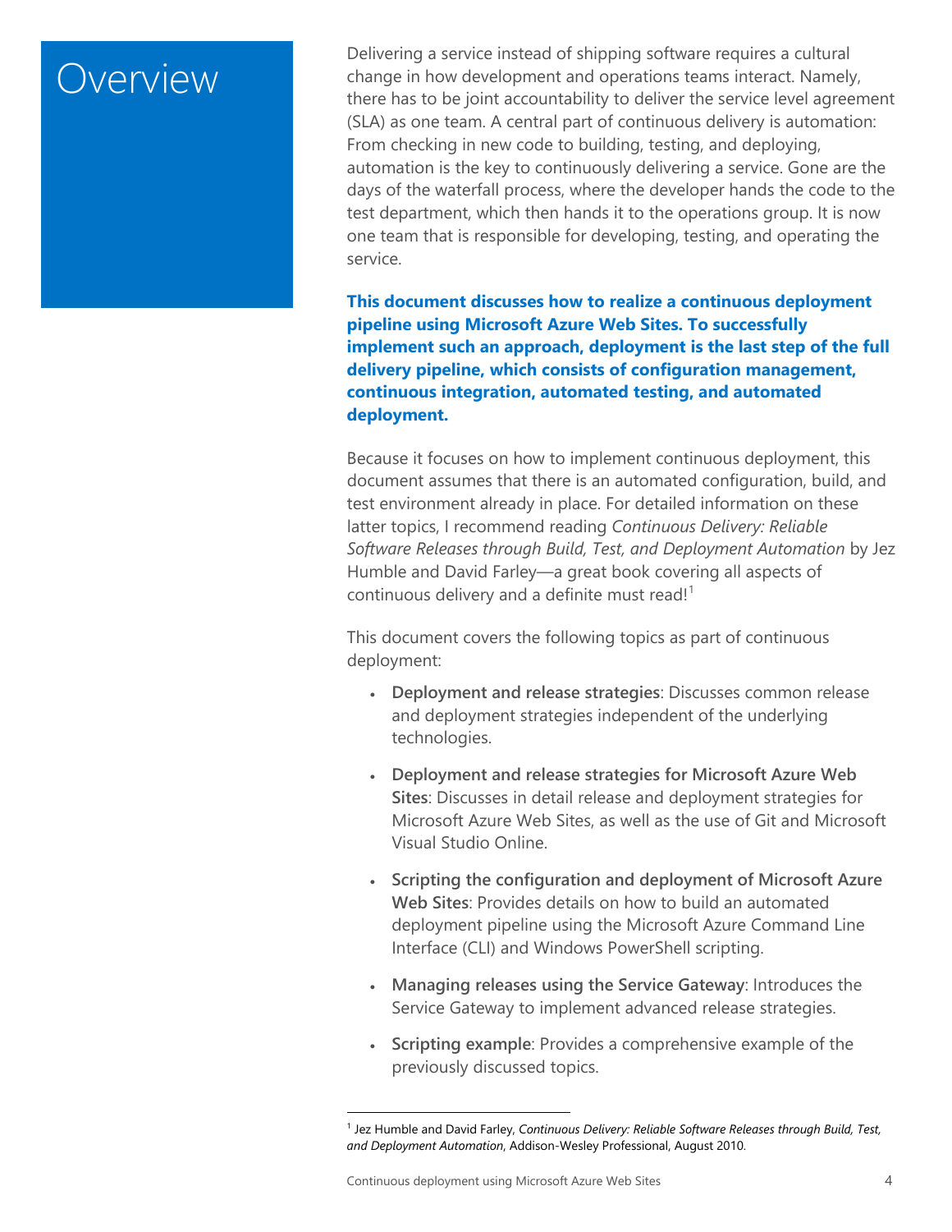# Overview

Delivering a service instead of shipping software requires a cultural change in how development and operations teams interact. Namely, there has to be joint accountability to deliver the service level agreement (SLA) as one team. A central part of continuous delivery is automation: From checking in new code to building, testing, and deploying, automation is the key to continuously delivering a service. Gone are the days of the waterfall process, where the developer hands the code to the test department, which then hands it to the operations group. It is now one team that is responsible for developing, testing, and operating the service.

**This document discusses how to realize a continuous deployment pipeline using Microsoft Azure Web Sites. To successfully implement such an approach, deployment is the last step of the full delivery pipeline, which consists of configuration management, continuous integration, automated testing, and automated deployment.**

Because it focuses on how to implement continuous deployment, this document assumes that there is an automated configuration, build, and test environment already in place. For detailed information on these latter topics, I recommend reading *Continuous Delivery: Reliable Software Releases through Build, Test, and Deployment Automation* by Jez Humble and David Farley—a great book covering all aspects of continuous delivery and a definite must read![1]

This document covers the following topics as part of continuous deployment:

- **Deployment and release strategies**: Discusses common release and deployment strategies independent of the underlying technologies.
- **Deployment and release strategies for Microsoft Azure Web Sites**: Discusses in detail release and deployment strategies for Microsoft Azure Web Sites, as well as the use of Git and Microsoft Visual Studio Online.
- **Scripting the configuration and deployment of Microsoft Azure Web Sites**: Provides details on how to build an automated deployment pipeline using the Microsoft Azure Command Line Interface (CLI) and Windows PowerShell scripting.
- **Managing releases using the Service Gateway**: Introduces the Service Gateway to implement advanced release strategies.
- **Scripting example**: Provides a comprehensive example of the previously discussed topics.

[1] Jez Humble and David Farley, *Continuous Delivery: Reliable Software Releases through Build, Test, and Deployment Automation*, Addison-Wesley Professional, August 2010.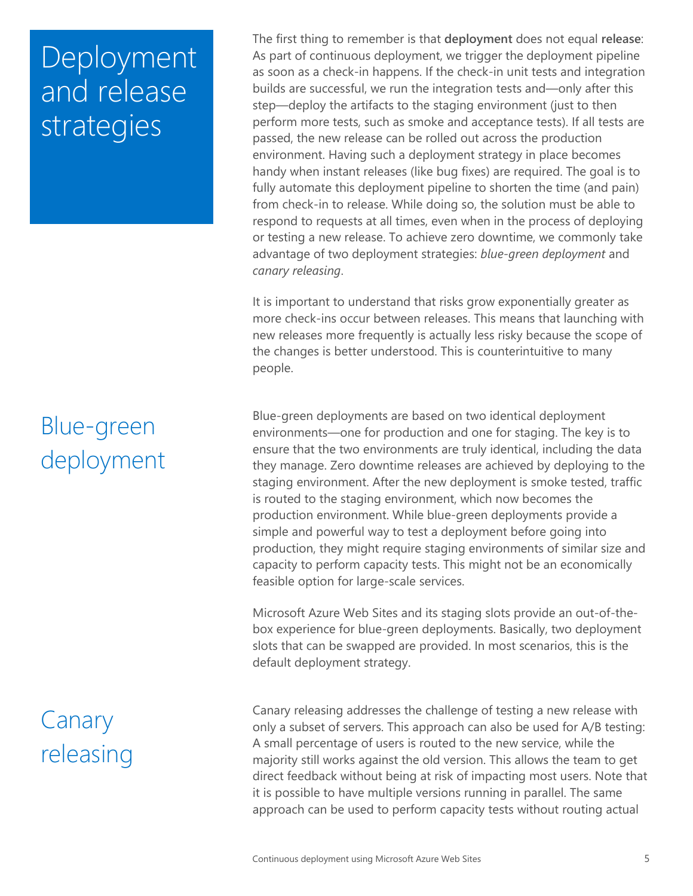# Deployment and release strategies

The first thing to remember is that **deployment** does not equal **release**: As part of continuous deployment, we trigger the deployment pipeline as soon as a check-in happens. If the check-in unit tests and integration builds are successful, we run the integration tests and—only after this step—deploy the artifacts to the staging environment (just to then perform more tests, such as smoke and acceptance tests). If all tests are passed, the new release can be rolled out across the production environment. Having such a deployment strategy in place becomes handy when instant releases (like bug fixes) are required. The goal is to fully automate this deployment pipeline to shorten the time (and pain) from check-in to release. While doing so, the solution must be able to respond to requests at all times, even when in the process of deploying or testing a new release. To achieve zero downtime, we commonly take advantage of two deployment strategies: *blue-green deployment* and *canary releasing*.

It is important to understand that risks grow exponentially greater as more check-ins occur between releases. This means that launching with new releases more frequently is actually less risky because the scope of the changes is better understood. This is counterintuitive to many people.

## Blue-green deployment

Blue-green deployments are based on two identical deployment environments—one for production and one for staging. The key is to ensure that the two environments are truly identical, including the data they manage. Zero downtime releases are achieved by deploying to the staging environment. After the new deployment is smoke tested, traffic is routed to the staging environment, which now becomes the production environment. While blue-green deployments provide a simple and powerful way to test a deployment before going into production, they might require staging environments of similar size and capacity to perform capacity tests. This might not be an economically feasible option for large-scale services.

Microsoft Azure Web Sites and its staging slots provide an out-of-the-box experience for blue-green deployments. Basically, two deployment slots that can be swapped are provided. In most scenarios, this is the default deployment strategy.

## Canary releasing

Canary releasing addresses the challenge of testing a new release with only a subset of servers. This approach can also be used for A/B testing: A small percentage of users is routed to the new service, while the majority still works against the old version. This allows the team to get direct feedback without being at risk of impacting most users. Note that it is possible to have multiple versions running in parallel. The same approach can be used to perform capacity tests without routing actual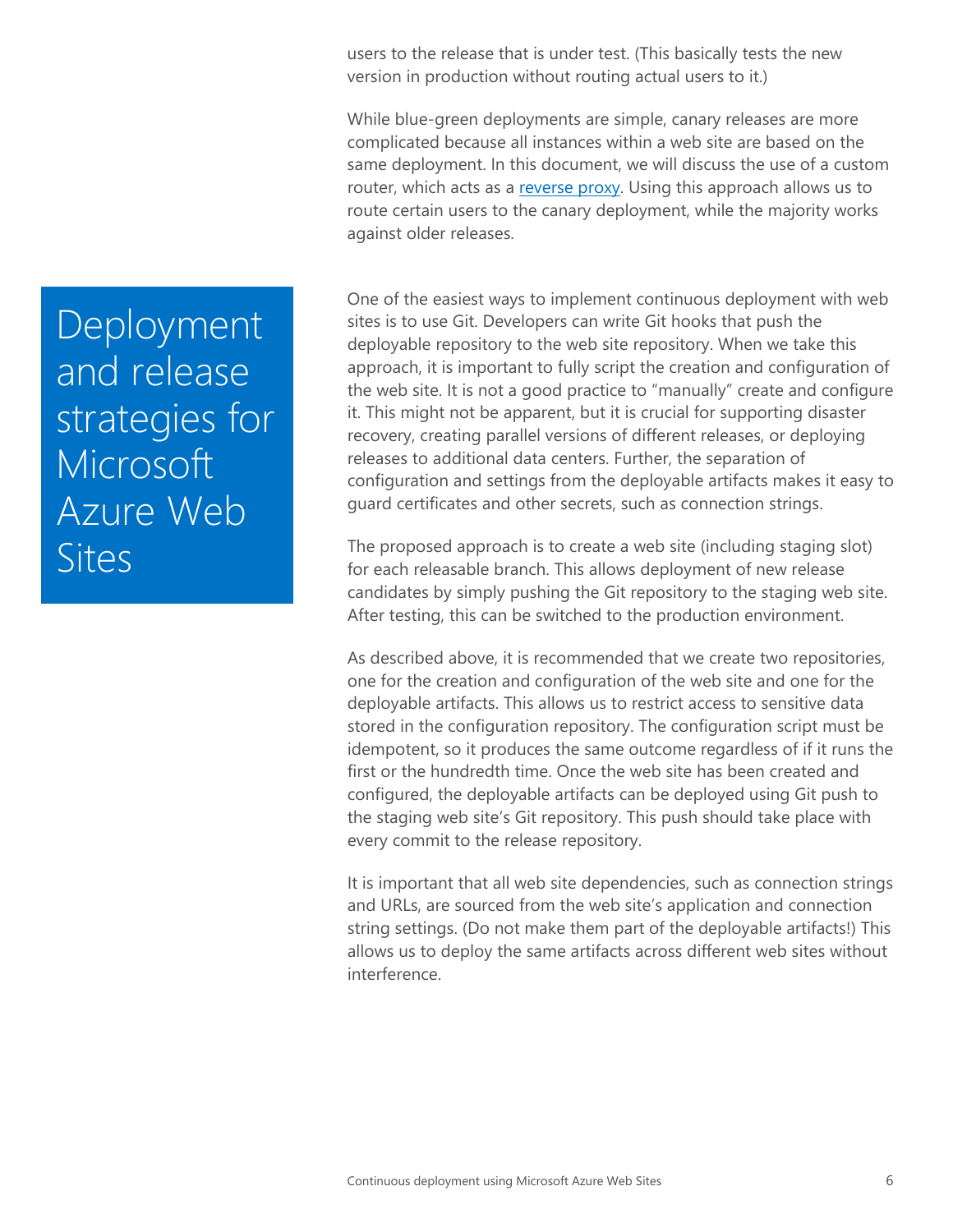users to the release that is under test. (This basically tests the new version in production without routing actual users to it.)

While blue-green deployments are simple, canary releases are more complicated because all instances within a web site are based on the same deployment. In this document, we will discuss the use of a custom router, which acts as a [reverse proxy](). Using this approach allows us to route certain users to the canary deployment, while the majority works against older releases.

## Deployment and release strategies for Microsoft Azure Web Sites

One of the easiest ways to implement continuous deployment with web sites is to use Git. Developers can write Git hooks that push the deployable repository to the web site repository. When we take this approach, it is important to fully script the creation and configuration of the web site. It is not a good practice to "manually" create and configure it. This might not be apparent, but it is crucial for supporting disaster recovery, creating parallel versions of different releases, or deploying releases to additional data centers. Further, the separation of configuration and settings from the deployable artifacts makes it easy to guard certificates and other secrets, such as connection strings.

The proposed approach is to create a web site (including staging slot) for each releasable branch. This allows deployment of new release candidates by simply pushing the Git repository to the staging web site. After testing, this can be switched to the production environment.

As described above, it is recommended that we create two repositories, one for the creation and configuration of the web site and one for the deployable artifacts. This allows us to restrict access to sensitive data stored in the configuration repository. The configuration script must be idempotent, so it produces the same outcome regardless of if it runs the first or the hundredth time. Once the web site has been created and configured, the deployable artifacts can be deployed using Git push to the staging web site's Git repository. This push should take place with every commit to the release repository.

It is important that all web site dependencies, such as connection strings and URLs, are sourced from the web site's application and connection string settings. (Do not make them part of the deployable artifacts!) This allows us to deploy the same artifacts across different web sites without interference.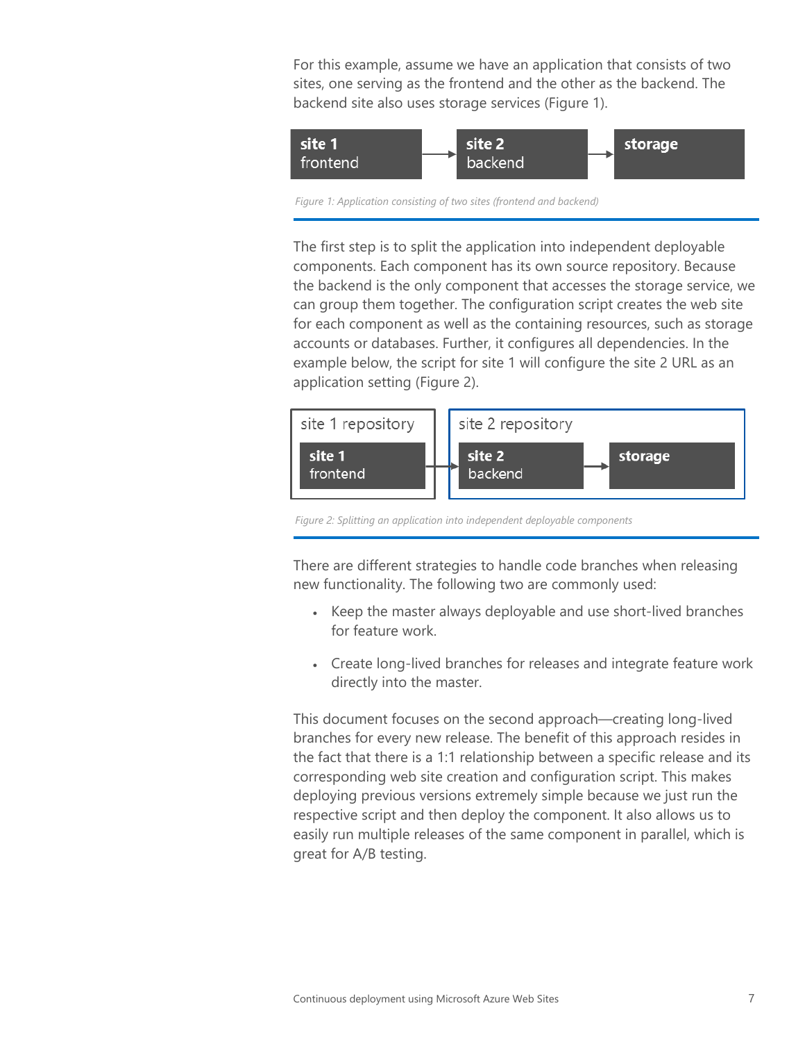For this example, assume we have an application that consists of two sites, one serving as the frontend and the other as the backend. The backend site also uses storage services (Figure 1).

*Figure 1: Application consisting of two sites (frontend and backend)*

The first step is to split the application into independent deployable components. Each component has its own source repository. Because the backend is the only component that accesses the storage service, we can group them together. The configuration script creates the web site for each component as well as the containing resources, such as storage accounts or databases. Further, it configures all dependencies. In the example below, the script for site 1 will configure the site 2 URL as an application setting (Figure 2).

*Figure 2: Splitting an application into independent deployable components*

There are different strategies to handle code branches when releasing new functionality. The following two are commonly used:

- Keep the master always deployable and use short-lived branches for feature work.
- Create long-lived branches for releases and integrate feature work directly into the master.

This document focuses on the second approach—creating long-lived branches for every new release. The benefit of this approach resides in the fact that there is a 1:1 relationship between a specific release and its corresponding web site creation and configuration script. This makes deploying previous versions extremely simple because we just run the respective script and then deploy the component. It also allows us to easily run multiple releases of the same component in parallel, which is great for A/B testing.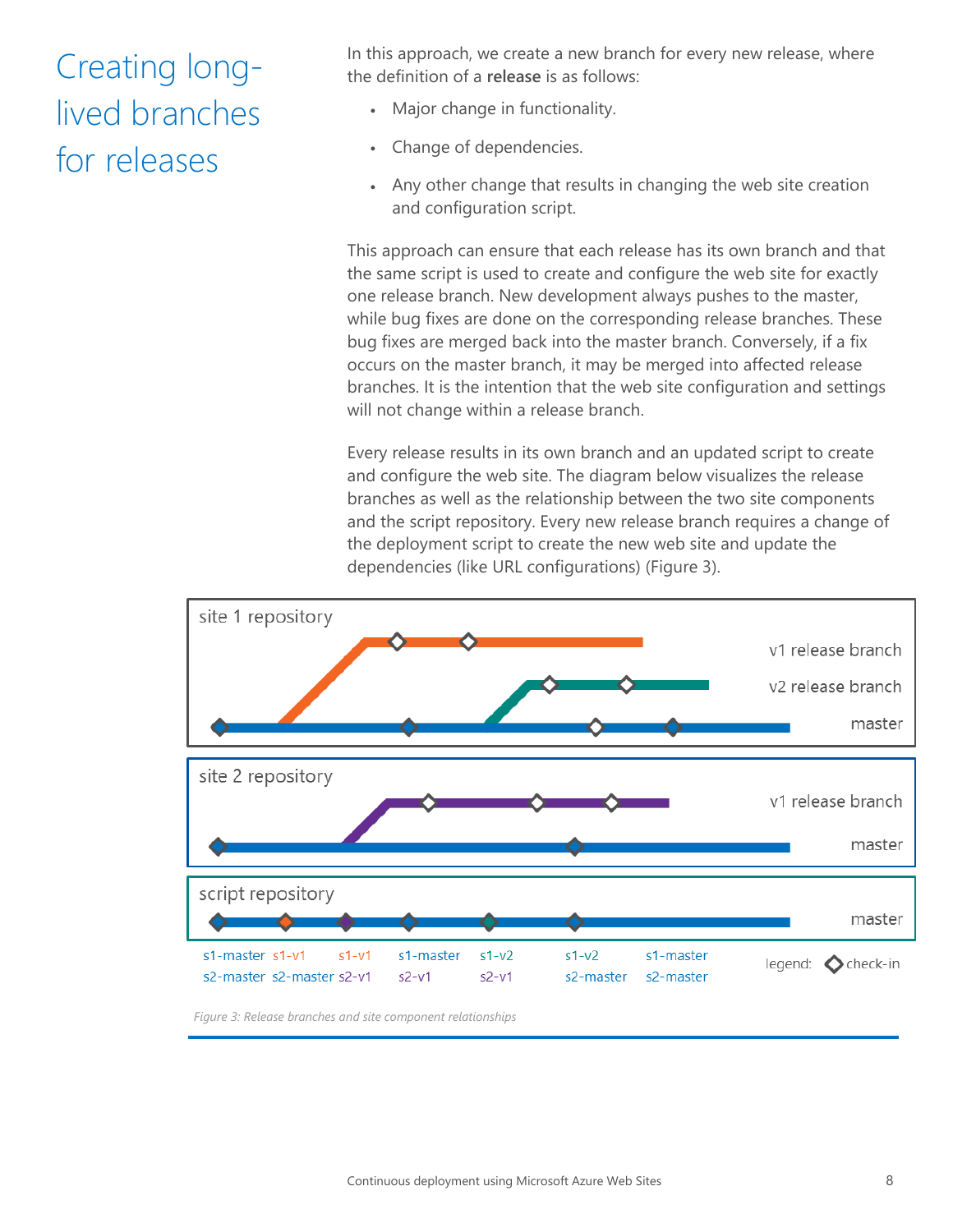# Creating long-lived branches for releases

In this approach, we create a new branch for every new release, where the definition of a **release** is as follows:

- Major change in functionality.
- Change of dependencies.
- Any other change that results in changing the web site creation and configuration script.

This approach can ensure that each release has its own branch and that the same script is used to create and configure the web site for exactly one release branch. New development always pushes to the master, while bug fixes are done on the corresponding release branches. These bug fixes are merged back into the master branch. Conversely, if a fix occurs on the master branch, it may be merged into affected release branches. It is the intention that the web site configuration and settings will not change within a release branch.

Every release results in its own branch and an updated script to create and configure the web site. The diagram below visualizes the release branches as well as the relationship between the two site components and the script repository. Every new release branch requires a change of the deployment script to create the new web site and update the dependencies (like URL configurations) (Figure 3).

*Figure 3: Release branches and site component relationships*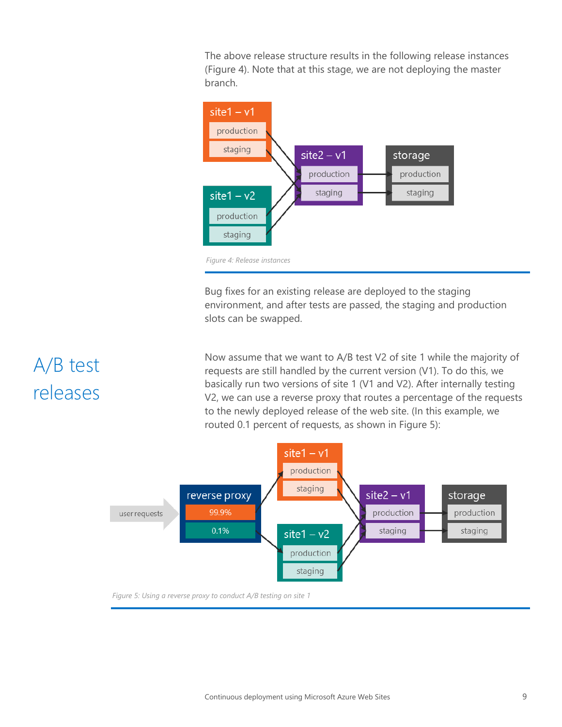The above release structure results in the following release instances (Figure 4). Note that at this stage, we are not deploying the master branch.

*Figure 4: Release instances*

Bug fixes for an existing release are deployed to the staging environment, and after tests are passed, the staging and production slots can be swapped.

## A/B test releases

Now assume that we want to A/B test V2 of site 1 while the majority of requests are still handled by the current version (V1). To do this, we basically run two versions of site 1 (V1 and V2). After internally testing V2, we can use a reverse proxy that routes a percentage of the requests to the newly deployed release of the web site. (In this example, we routed 0.1 percent of requests, as shown in Figure 5):

*Figure 5: Using a reverse proxy to conduct A/B testing on site 1*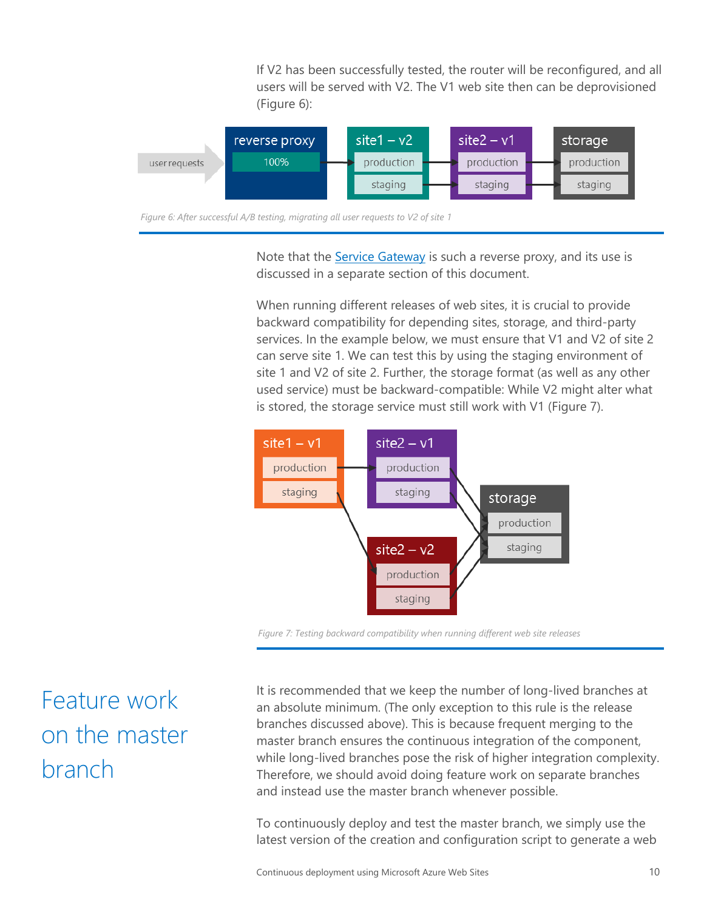If V2 has been successfully tested, the router will be reconfigured, and all users will be served with V2. The V1 web site then can be deprovisioned (Figure 6):

*Figure 6: After successful A/B testing, migrating all user requests to V2 of site 1*

Note that the [Service Gateway](#) is such a reverse proxy, and its use is discussed in a separate section of this document.

When running different releases of web sites, it is crucial to provide backward compatibility for depending sites, storage, and third-party services. In the example below, we must ensure that V1 and V2 of site 2 can serve site 1. We can test this by using the staging environment of site 1 and V2 of site 2. Further, the storage format (as well as any other used service) must be backward-compatible: While V2 might alter what is stored, the storage service must still work with V1 (Figure 7).

*Figure 7: Testing backward compatibility when running different web site releases*

## Feature work on the master branch

It is recommended that we keep the number of long-lived branches at an absolute minimum. (The only exception to this rule is the release branches discussed above). This is because frequent merging to the master branch ensures the continuous integration of the component, while long-lived branches pose the risk of higher integration complexity. Therefore, we should avoid doing feature work on separate branches and instead use the master branch whenever possible.

To continuously deploy and test the master branch, we simply use the latest version of the creation and configuration script to generate a web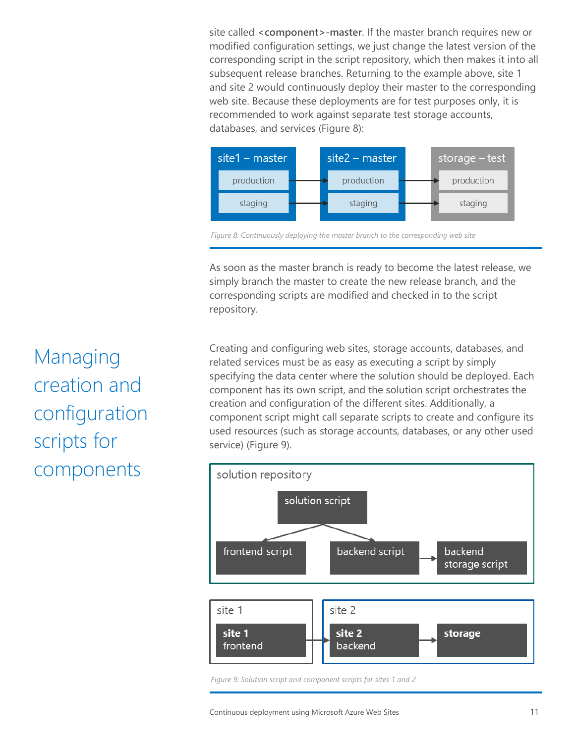site called **<component>-master**. If the master branch requires new or modified configuration settings, we just change the latest version of the corresponding script in the script repository, which then makes it into all subsequent release branches. Returning to the example above, site 1 and site 2 would continuously deploy their master to the corresponding web site. Because these deployments are for test purposes only, it is recommended to work against separate test storage accounts, databases, and services (Figure 8):

*Figure 8: Continuously deploying the master branch to the corresponding web site*

As soon as the master branch is ready to become the latest release, we simply branch the master to create the new release branch, and the corresponding scripts are modified and checked in to the script repository.

## Managing creation and configuration scripts for components

Creating and configuring web sites, storage accounts, databases, and related services must be as easy as executing a script by simply specifying the data center where the solution should be deployed. Each component has its own script, and the solution script orchestrates the creation and configuration of the different sites. Additionally, a component script might call separate scripts to create and configure its used resources (such as storage accounts, databases, or any other used service) (Figure 9).

*Figure 9: Solution script and component scripts for sites 1 and 2*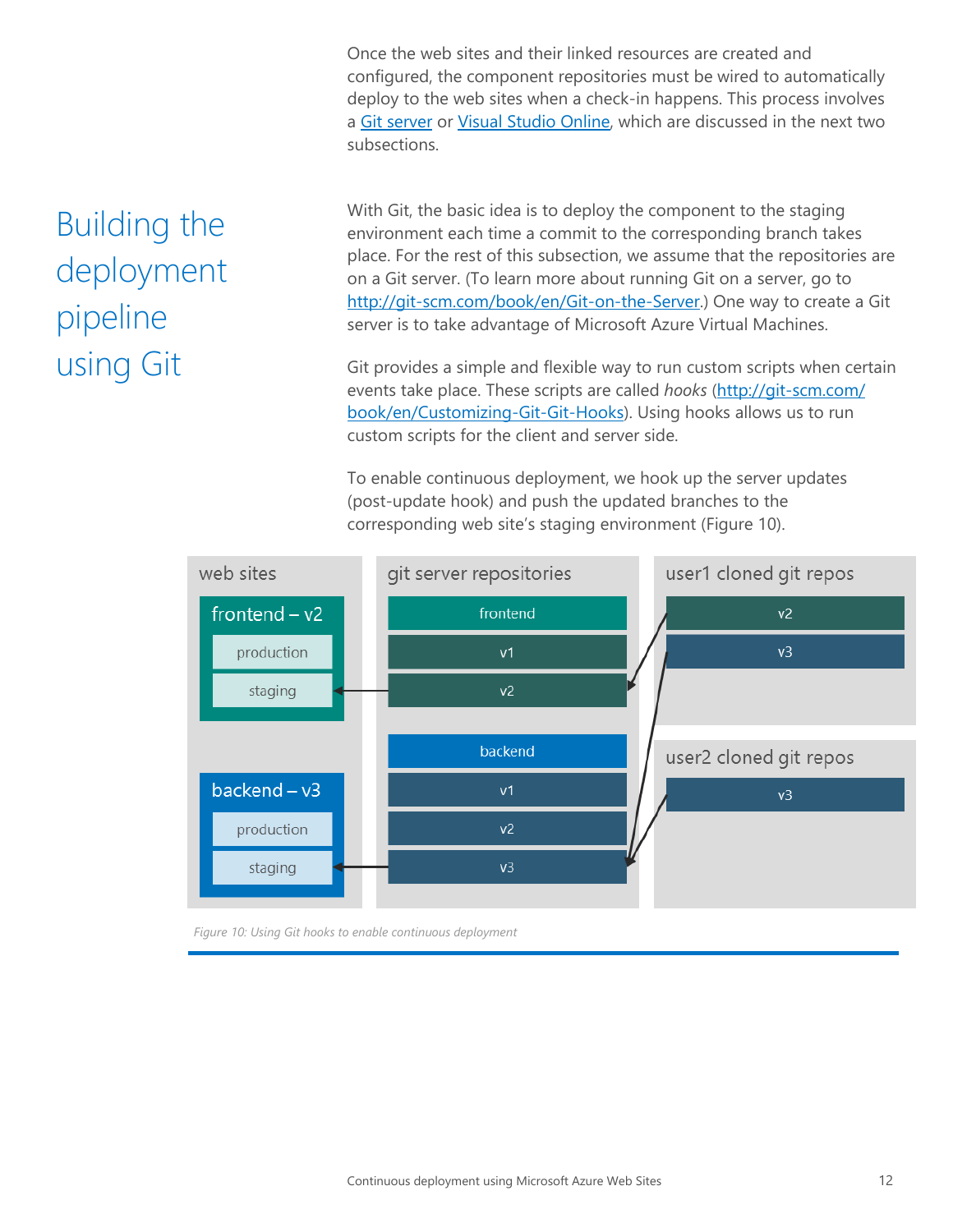Once the web sites and their linked resources are created and configured, the component repositories must be wired to automatically deploy to the web sites when a check-in happens. This process involves a Git server or Visual Studio Online, which are discussed in the next two subsections.

## Building the deployment pipeline using Git

With Git, the basic idea is to deploy the component to the staging environment each time a commit to the corresponding branch takes place. For the rest of this subsection, we assume that the repositories are on a Git server. (To learn more about running Git on a server, go to http://git-scm.com/book/en/Git-on-the-Server.) One way to create a Git server is to take advantage of Microsoft Azure Virtual Machines.

Git provides a simple and flexible way to run custom scripts when certain events take place. These scripts are called *hooks* (http://git-scm.com/book/en/Customizing-Git-Git-Hooks). Using hooks allows us to run custom scripts for the client and server side.

To enable continuous deployment, we hook up the server updates (post-update hook) and push the updated branches to the corresponding web site's staging environment (Figure 10).

*Figure 10: Using Git hooks to enable continuous deployment*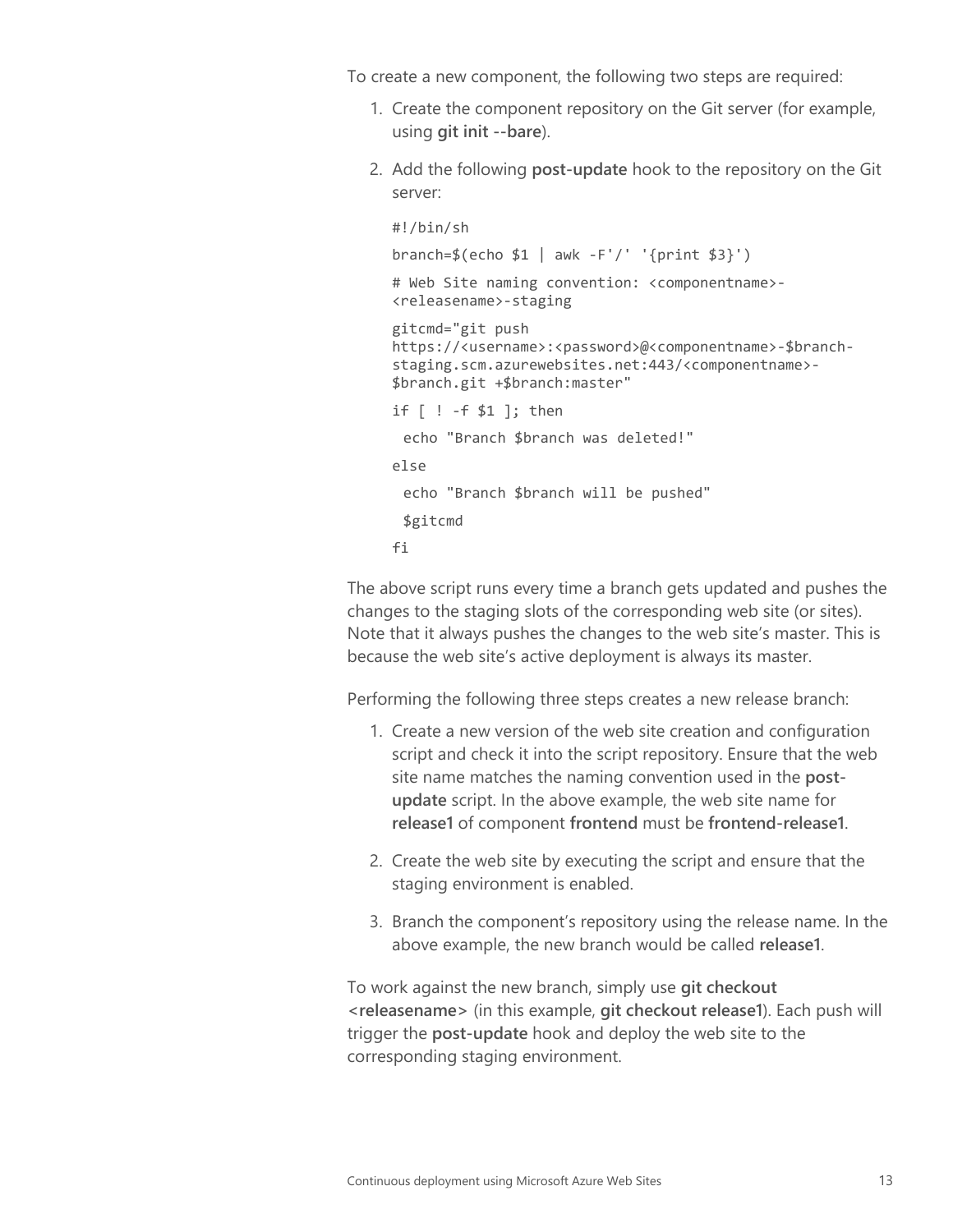To create a new component, the following two steps are required:

1. Create the component repository on the Git server (for example, using **git init --bare**).

2. Add the following **post-update** hook to the repository on the Git server:

   ```
   #!/bin/sh
   
   branch=$(echo $1 | awk -F'/' '{print $3}')
   
   # Web Site naming convention: <componentname>-
   <releasename>-staging
   
   gitcmd="git push
   https://<username>:<password>@<componentname>-$branch-
   staging.scm.azurewebsites.net:443/<componentname>-
   $branch.git +$branch:master"
   
   if [ ! -f $1 ]; then
   
    echo "Branch $branch was deleted!"
   
   else
   
    echo "Branch $branch will be pushed"
   
    $gitcmd
   
   fi
   ```

The above script runs every time a branch gets updated and pushes the changes to the staging slots of the corresponding web site (or sites). Note that it always pushes the changes to the web site's master. This is because the web site's active deployment is always its master.

Performing the following three steps creates a new release branch:

1. Create a new version of the web site creation and configuration script and check it into the script repository. Ensure that the web site name matches the naming convention used in the **post-update** script. In the above example, the web site name for **release1** of component **frontend** must be **frontend-release1**.

2. Create the web site by executing the script and ensure that the staging environment is enabled.

3. Branch the component's repository using the release name. In the above example, the new branch would be called **release1**.

To work against the new branch, simply use **git checkout <releasename>** (in this example, **git checkout release1**). Each push will trigger the **post-update** hook and deploy the web site to the corresponding staging environment.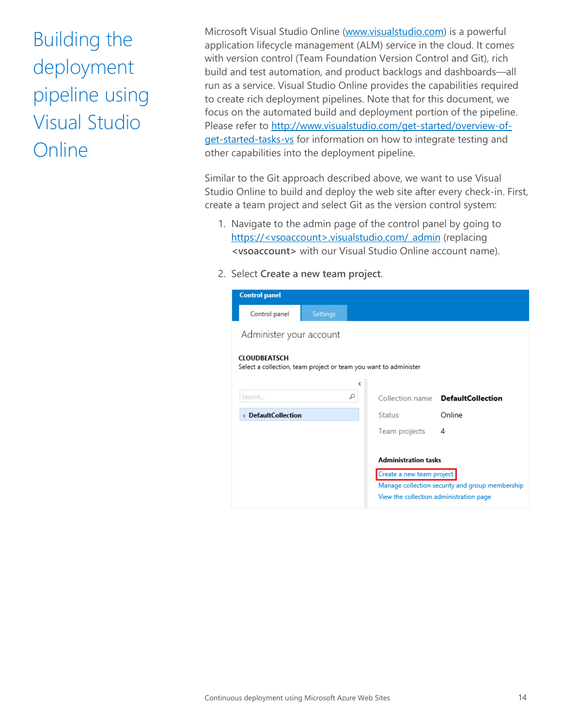# Building the deployment pipeline using Visual Studio Online

Microsoft Visual Studio Online (www.visualstudio.com) is a powerful application lifecycle management (ALM) service in the cloud. It comes with version control (Team Foundation Version Control and Git), rich build and test automation, and product backlogs and dashboards—all run as a service. Visual Studio Online provides the capabilities required to create rich deployment pipelines. Note that for this document, we focus on the automated build and deployment portion of the pipeline. Please refer to http://www.visualstudio.com/get-started/overview-of-get-started-tasks-vs for information on how to integrate testing and other capabilities into the deployment pipeline.

Similar to the Git approach described above, we want to use Visual Studio Online to build and deploy the web site after every check-in. First, create a team project and select Git as the version control system:

1. Navigate to the admin page of the control panel by going to https://<vsoaccount>.visualstudio.com/_admin (replacing **<vsoaccount>** with our Visual Studio Online account name).
2. Select **Create a new team project**.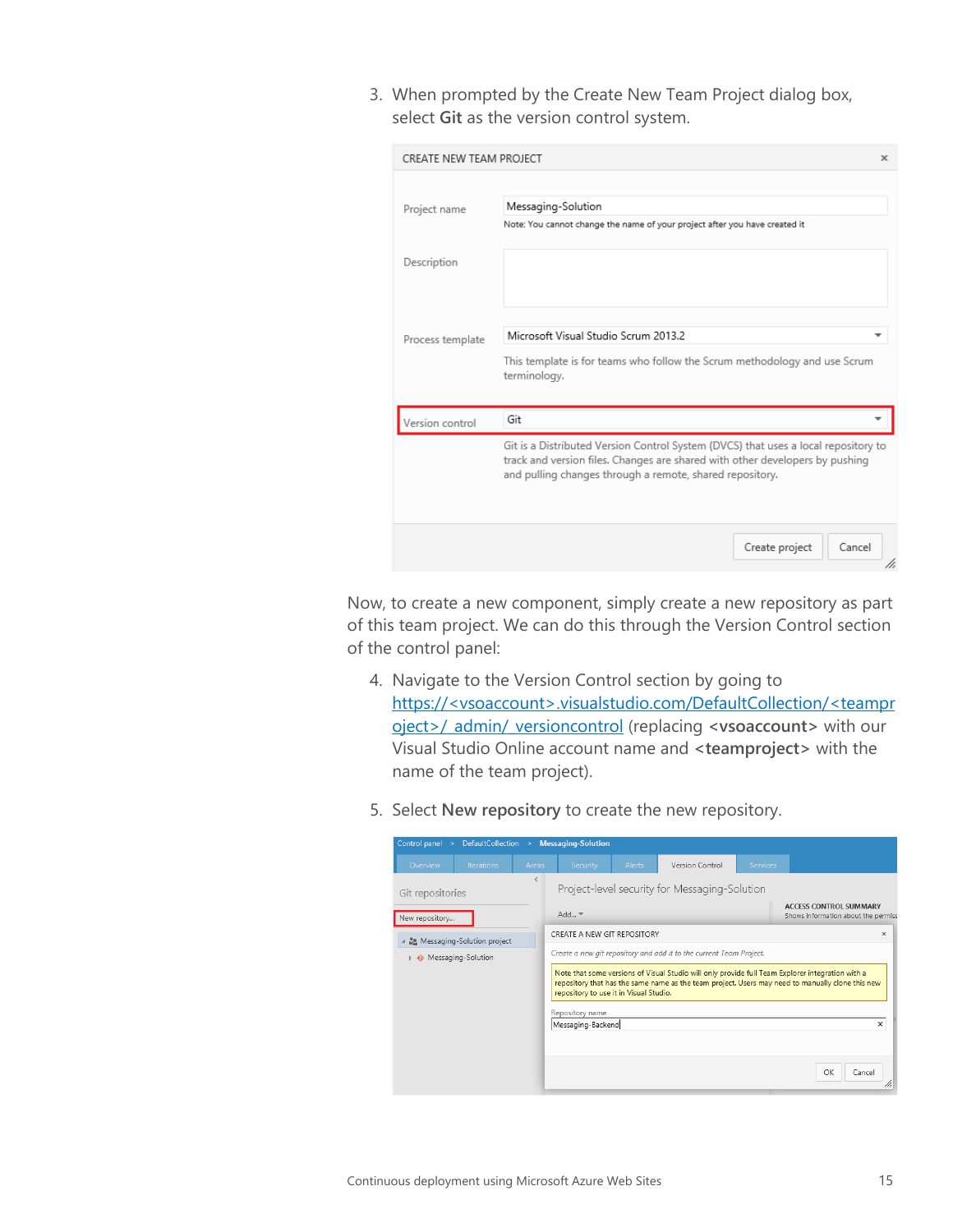3. When prompted by the Create New Team Project dialog box, select **Git** as the version control system.

Now, to create a new component, simply create a new repository as part of this team project. We can do this through the Version Control section of the control panel:

4. Navigate to the Version Control section by going to https://<vsoaccount>.visualstudio.com/DefaultCollection/<teamproject>/_admin/_versioncontrol (replacing **<vsoaccount>** with our Visual Studio Online account name and **<teamproject>** with the name of the team project).

5. Select **New repository** to create the new repository.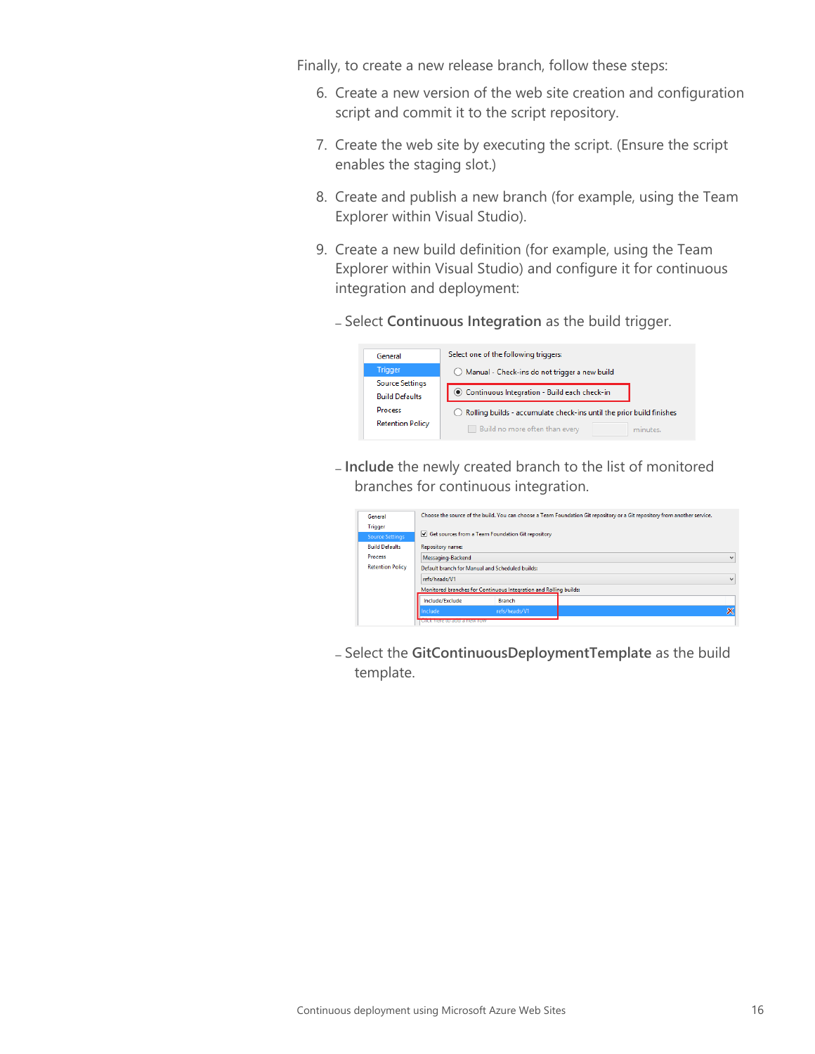Finally, to create a new release branch, follow these steps:

6. Create a new version of the web site creation and configuration script and commit it to the script repository.
7. Create the web site by executing the script. (Ensure the script enables the staging slot.)
8. Create and publish a new branch (for example, using the Team Explorer within Visual Studio).
9. Create a new build definition (for example, using the Team Explorer within Visual Studio) and configure it for continuous integration and deployment:

   – Select **Continuous Integration** as the build trigger.

   – **Include** the newly created branch to the list of monitored branches for continuous integration.

   – Select the **GitContinuousDeploymentTemplate** as the build template.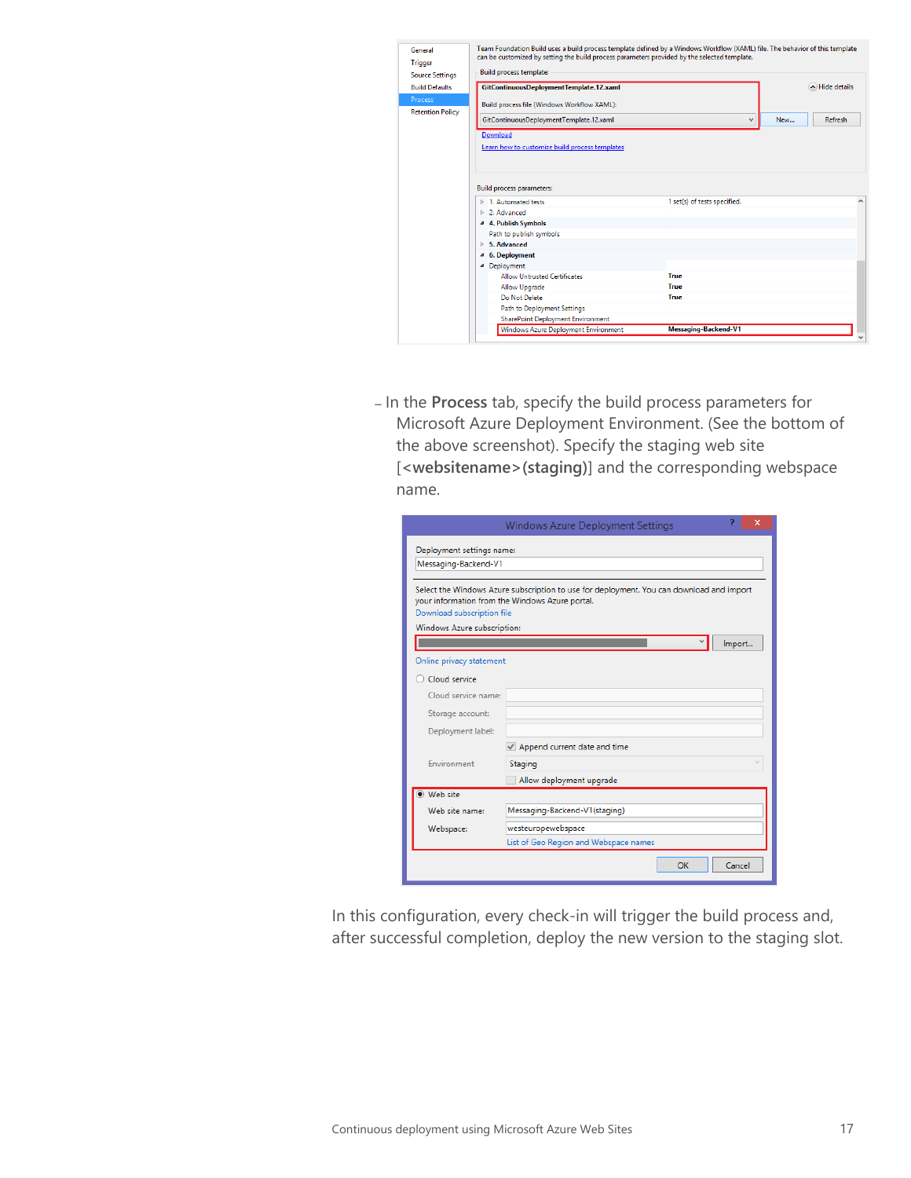– In the **Process** tab, specify the build process parameters for Microsoft Azure Deployment Environment. (See the bottom of the above screenshot). Specify the staging web site [**<websitename>(staging)**] and the corresponding webspace name.

In this configuration, every check-in will trigger the build process and, after successful completion, deploy the new version to the staging slot.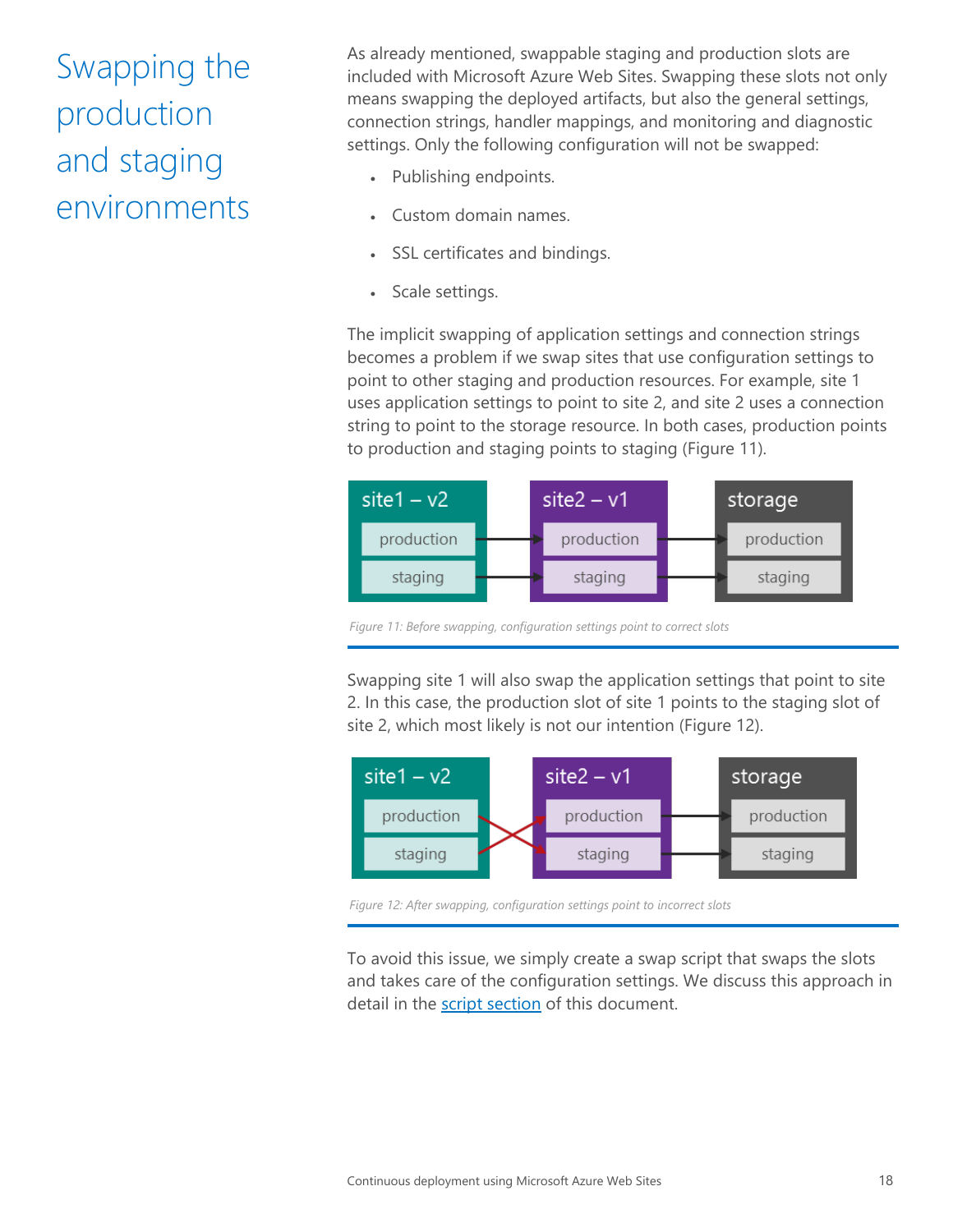# Swapping the production and staging environments

As already mentioned, swappable staging and production slots are included with Microsoft Azure Web Sites. Swapping these slots not only means swapping the deployed artifacts, but also the general settings, connection strings, handler mappings, and monitoring and diagnostic settings. Only the following configuration will not be swapped:

- Publishing endpoints.
- Custom domain names.
- SSL certificates and bindings.
- Scale settings.

The implicit swapping of application settings and connection strings becomes a problem if we swap sites that use configuration settings to point to other staging and production resources. For example, site 1 uses application settings to point to site 2, and site 2 uses a connection string to point to the storage resource. In both cases, production points to production and staging points to staging (Figure 11).

*Figure 11: Before swapping, configuration settings point to correct slots*

Swapping site 1 will also swap the application settings that point to site 2. In this case, the production slot of site 1 points to the staging slot of site 2, which most likely is not our intention (Figure 12).

*Figure 12: After swapping, configuration settings point to incorrect slots*

To avoid this issue, we simply create a swap script that swaps the slots and takes care of the configuration settings. We discuss this approach in detail in the script section of this document.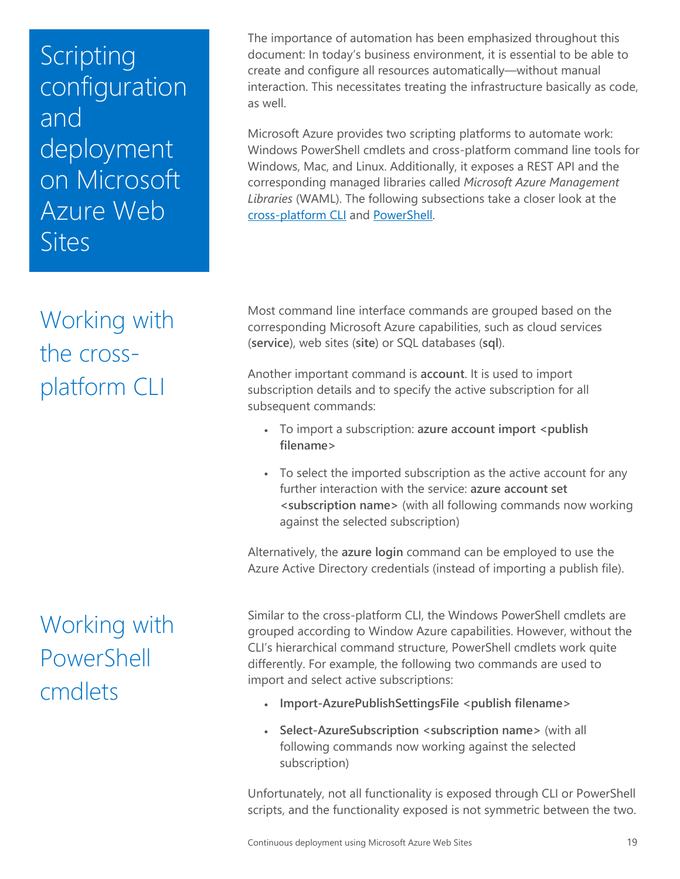# Scripting configuration and deployment on Microsoft Azure Web Sites

The importance of automation has been emphasized throughout this document: In today's business environment, it is essential to be able to create and configure all resources automatically—without manual interaction. This necessitates treating the infrastructure basically as code, as well.

Microsoft Azure provides two scripting platforms to automate work: Windows PowerShell cmdlets and cross-platform command line tools for Windows, Mac, and Linux. Additionally, it exposes a REST API and the corresponding managed libraries called *Microsoft Azure Management Libraries* (WAML). The following subsections take a closer look at the cross-platform CLI and PowerShell.

## Working with the cross-platform CLI

Most command line interface commands are grouped based on the corresponding Microsoft Azure capabilities, such as cloud services (**service**), web sites (**site**) or SQL databases (**sql**).

Another important command is **account**. It is used to import subscription details and to specify the active subscription for all subsequent commands:

- To import a subscription: **azure account import <publish filename>**
- To select the imported subscription as the active account for any further interaction with the service: **azure account set <subscription name>** (with all following commands now working against the selected subscription)

Alternatively, the **azure login** command can be employed to use the Azure Active Directory credentials (instead of importing a publish file).

## Working with PowerShell cmdlets

Similar to the cross-platform CLI, the Windows PowerShell cmdlets are grouped according to Window Azure capabilities. However, without the CLI's hierarchical command structure, PowerShell cmdlets work quite differently. For example, the following two commands are used to import and select active subscriptions:

- **Import-AzurePublishSettingsFile <publish filename>**
- **Select-AzureSubscription <subscription name>** (with all following commands now working against the selected subscription)

Unfortunately, not all functionality is exposed through CLI or PowerShell scripts, and the functionality exposed is not symmetric between the two.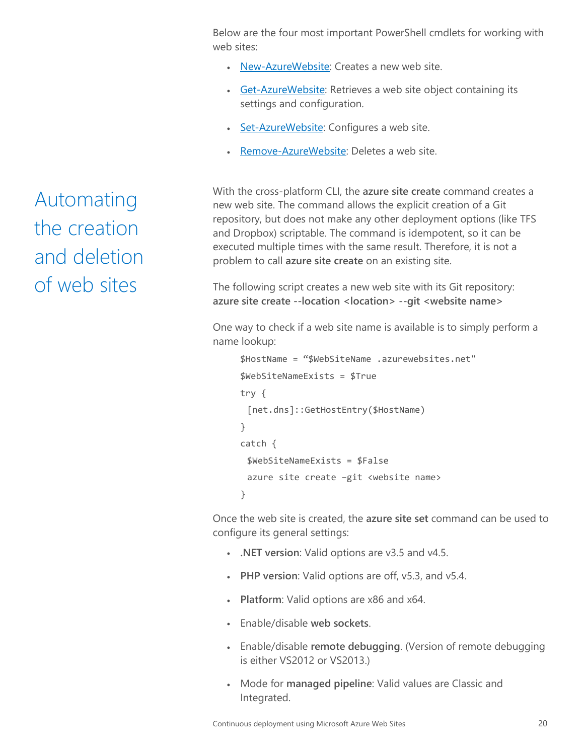Below are the four most important PowerShell cmdlets for working with web sites:

- New-AzureWebsite: Creates a new web site.
- Get-AzureWebsite: Retrieves a web site object containing its settings and configuration.
- Set-AzureWebsite: Configures a web site.
- Remove-AzureWebsite: Deletes a web site.

## Automating the creation and deletion of web sites

With the cross-platform CLI, the **azure site create** command creates a new web site. The command allows the explicit creation of a Git repository, but does not make any other deployment options (like TFS and Dropbox) scriptable. The command is idempotent, so it can be executed multiple times with the same result. Therefore, it is not a problem to call **azure site create** on an existing site.

The following script creates a new web site with its Git repository:
**azure site create --location <location> --git <website name>**

One way to check if a web site name is available is to simply perform a name lookup:

```
$HostName = “$WebSiteName .azurewebsites.net"
$WebSiteNameExists = $True
try {
 [net.dns]::GetHostEntry($HostName)
}
catch {
 $WebSiteNameExists = $False
 azure site create –git <website name>
}
```

Once the web site is created, the **azure site set** command can be used to configure its general settings:

- **.NET version**: Valid options are v3.5 and v4.5.
- **PHP version**: Valid options are off, v5.3, and v5.4.
- **Platform**: Valid options are x86 and x64.
- Enable/disable **web sockets**.
- Enable/disable **remote debugging**. (Version of remote debugging is either VS2012 or VS2013.)
- Mode for **managed pipeline**: Valid values are Classic and Integrated.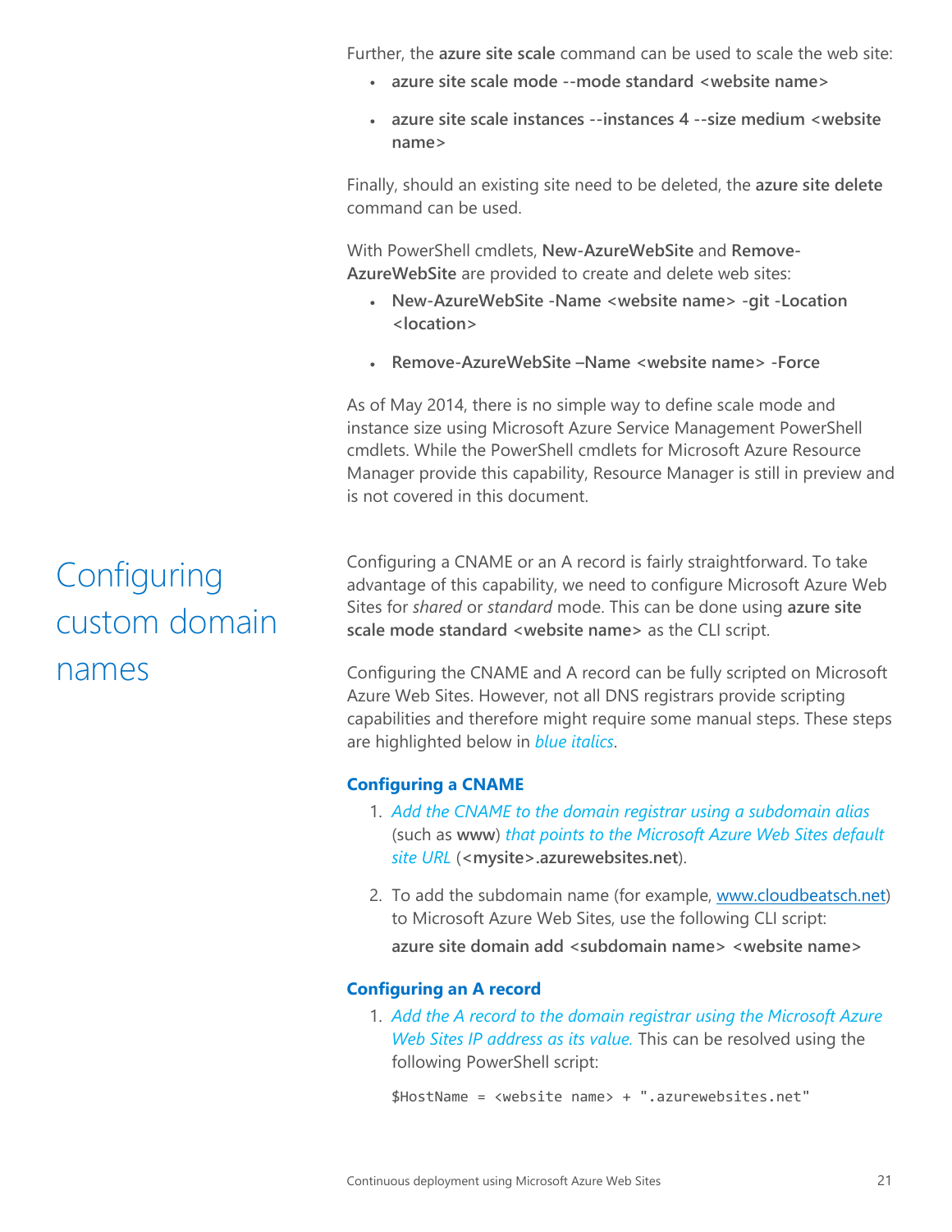Further, the **azure site scale** command can be used to scale the web site:

- **azure site scale mode --mode standard <website name>**
- **azure site scale instances --instances 4 --size medium <website name>**

Finally, should an existing site need to be deleted, the **azure site delete** command can be used.

With PowerShell cmdlets, **New-AzureWebSite** and **Remove-AzureWebSite** are provided to create and delete web sites:

- **New-AzureWebSite -Name <website name> -git -Location <location>**
- **Remove-AzureWebSite –Name <website name> -Force**

As of May 2014, there is no simple way to define scale mode and instance size using Microsoft Azure Service Management PowerShell cmdlets. While the PowerShell cmdlets for Microsoft Azure Resource Manager provide this capability, Resource Manager is still in preview and is not covered in this document.

## Configuring custom domain names

Configuring a CNAME or an A record is fairly straightforward. To take advantage of this capability, we need to configure Microsoft Azure Web Sites for *shared* or *standard* mode. This can be done using **azure site scale mode standard <website name>** as the CLI script.

Configuring the CNAME and A record can be fully scripted on Microsoft Azure Web Sites. However, not all DNS registrars provide scripting capabilities and therefore might require some manual steps. These steps are highlighted below in *blue italics*.

### Configuring a CNAME

1. *Add the CNAME to the domain registrar using a subdomain alias* (such as **www**) *that points to the Microsoft Azure Web Sites default site URL* (**<mysite>.azurewebsites.net**).
2. To add the subdomain name (for example, www.cloudbeatsch.net) to Microsoft Azure Web Sites, use the following CLI script:
   **azure site domain add <subdomain name> <website name>**

### Configuring an A record

1. *Add the A record to the domain registrar using the Microsoft Azure Web Sites IP address as its value.* This can be resolved using the following PowerShell script:

```
$HostName = <website name> + ".azurewebsites.net"
```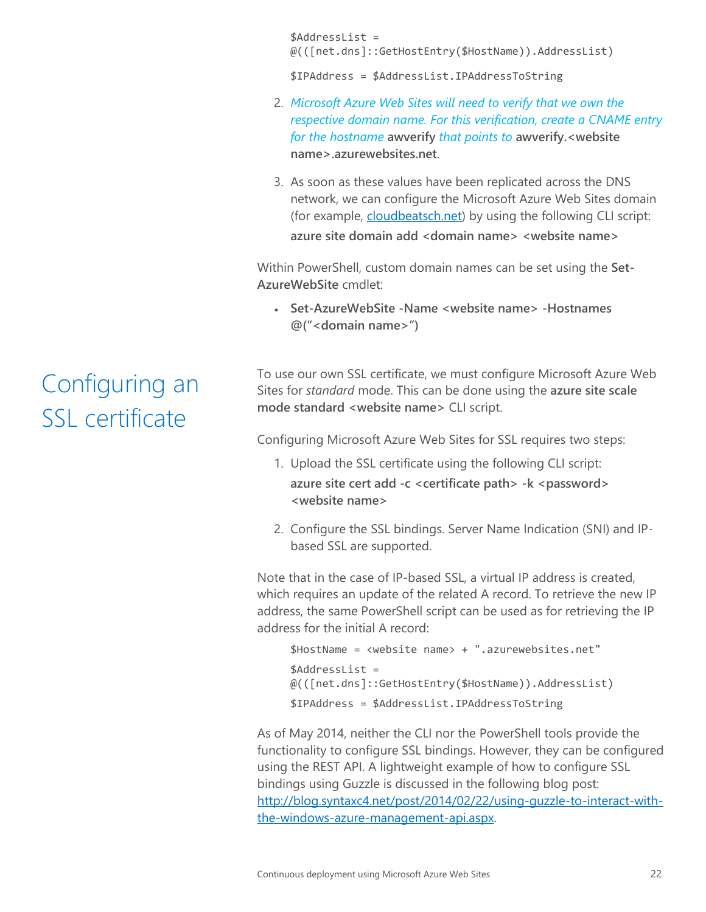```
$AddressList =
@(([net.dns]::GetHostEntry($HostName)).AddressList)

$IPAddress = $AddressList.IPAddressToString
```

2. *Microsoft Azure Web Sites will need to verify that we own the respective domain name. For this verification, create a CNAME entry for the hostname* **awverify** *that points to* **awverify.<website name>.azurewebsites.net**.

3. As soon as these values have been replicated across the DNS network, we can configure the Microsoft Azure Web Sites domain (for example, [cloudbeatsch.net](cloudbeatsch.net)) by using the following CLI script:
   **azure site domain add <domain name> <website name>**

Within PowerShell, custom domain names can be set using the **Set-AzureWebSite** cmdlet:

- **Set-AzureWebSite -Name <website name> -Hostnames @("<domain name>")**

# Configuring an SSL certificate

To use our own SSL certificate, we must configure Microsoft Azure Web Sites for *standard* mode. This can be done using the **azure site scale mode standard <website name>** CLI script.

Configuring Microsoft Azure Web Sites for SSL requires two steps:

1. Upload the SSL certificate using the following CLI script:
   **azure site cert add -c <certificate path> -k <password> <website name>**

2. Configure the SSL bindings. Server Name Indication (SNI) and IP-based SSL are supported.

Note that in the case of IP-based SSL, a virtual IP address is created, which requires an update of the related A record. To retrieve the new IP address, the same PowerShell script can be used as for retrieving the IP address for the initial A record:

```
$HostName = <website name> + ".azurewebsites.net"

$AddressList =
@(([net.dns]::GetHostEntry($HostName)).AddressList)

$IPAddress = $AddressList.IPAddressToString
```

As of May 2014, neither the CLI nor the PowerShell tools provide the functionality to configure SSL bindings. However, they can be configured using the REST API. A lightweight example of how to configure SSL bindings using Guzzle is discussed in the following blog post: [http://blog.syntaxc4.net/post/2014/02/22/using-guzzle-to-interact-with-the-windows-azure-management-api.aspx](http://blog.syntaxc4.net/post/2014/02/22/using-guzzle-to-interact-with-the-windows-azure-management-api.aspx).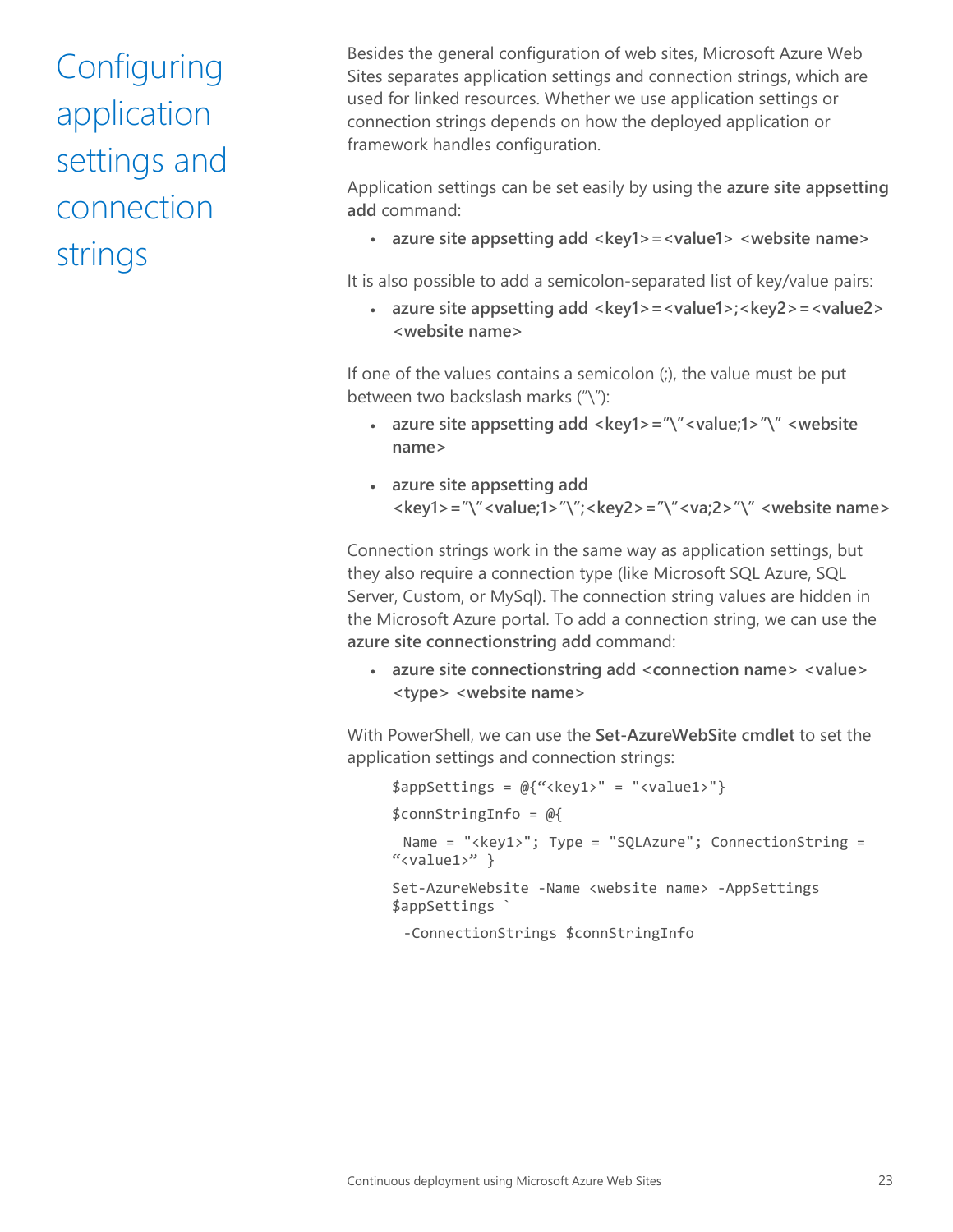# Configuring application settings and connection strings

Besides the general configuration of web sites, Microsoft Azure Web Sites separates application settings and connection strings, which are used for linked resources. Whether we use application settings or connection strings depends on how the deployed application or framework handles configuration.

Application settings can be set easily by using the **azure site appsetting add** command:

- **azure site appsetting add <key1>=<value1> <website name>**

It is also possible to add a semicolon-separated list of key/value pairs:

- **azure site appsetting add <key1>=<value1>;<key2>=<value2> <website name>**

If one of the values contains a semicolon (;), the value must be put between two backslash marks ("\"):

- **azure site appsetting add <key1>="\"<value;1>"\" <website name>**
- **azure site appsetting add <key1>="\"<value;1>"\";<key2>="\"<va;2>"\" <website name>**

Connection strings work in the same way as application settings, but they also require a connection type (like Microsoft SQL Azure, SQL Server, Custom, or MySql). The connection string values are hidden in the Microsoft Azure portal. To add a connection string, we can use the **azure site connectionstring add** command:

- **azure site connectionstring add <connection name> <value> <type> <website name>**

With PowerShell, we can use the **Set-AzureWebSite cmdlet** to set the application settings and connection strings:

```
$appSettings = @{"<key1>" = "<value1>"}

$connStringInfo = @{

  Name = "<key1>"; Type = "SQLAzure"; ConnectionString = "<value1>" }

Set-AzureWebsite -Name <website name> -AppSettings $appSettings `

  -ConnectionStrings $connStringInfo
```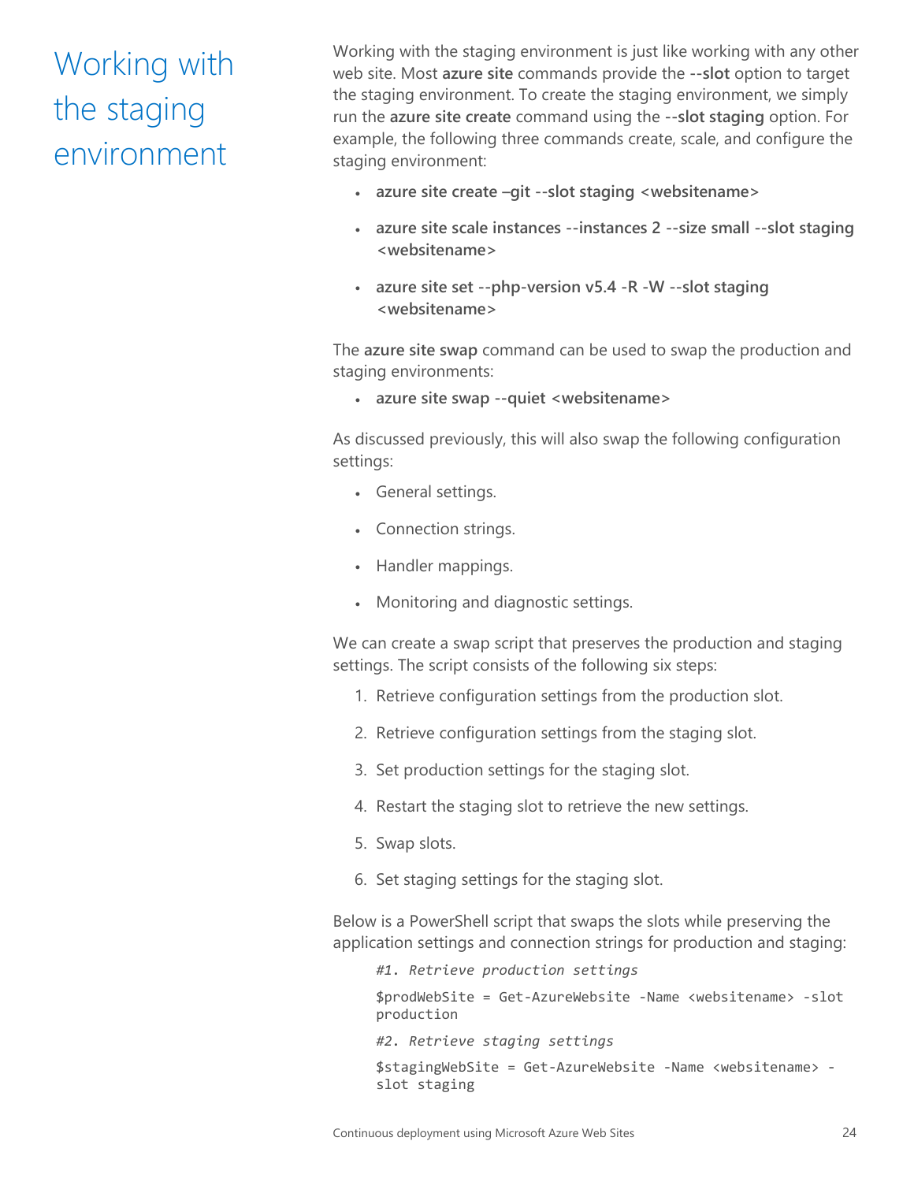# Working with the staging environment

Working with the staging environment is just like working with any other web site. Most **azure site** commands provide the **--slot** option to target the staging environment. To create the staging environment, we simply run the **azure site create** command using the **--slot staging** option. For example, the following three commands create, scale, and configure the staging environment:

- **azure site create –git --slot staging <websitename>**
- **azure site scale instances --instances 2 --size small --slot staging <websitename>**
- **azure site set --php-version v5.4 -R -W --slot staging <websitename>**

The **azure site swap** command can be used to swap the production and staging environments:

- **azure site swap --quiet <websitename>**

As discussed previously, this will also swap the following configuration settings:

- General settings.
- Connection strings.
- Handler mappings.
- Monitoring and diagnostic settings.

We can create a swap script that preserves the production and staging settings. The script consists of the following six steps:

1. Retrieve configuration settings from the production slot.
2. Retrieve configuration settings from the staging slot.
3. Set production settings for the staging slot.
4. Restart the staging slot to retrieve the new settings.
5. Swap slots.
6. Set staging settings for the staging slot.

Below is a PowerShell script that swaps the slots while preserving the application settings and connection strings for production and staging:

```
#1. Retrieve production settings

$prodWebSite = Get-AzureWebsite -Name <websitename> -slot production

#2. Retrieve staging settings

$stagingWebSite = Get-AzureWebsite -Name <websitename> -slot staging
```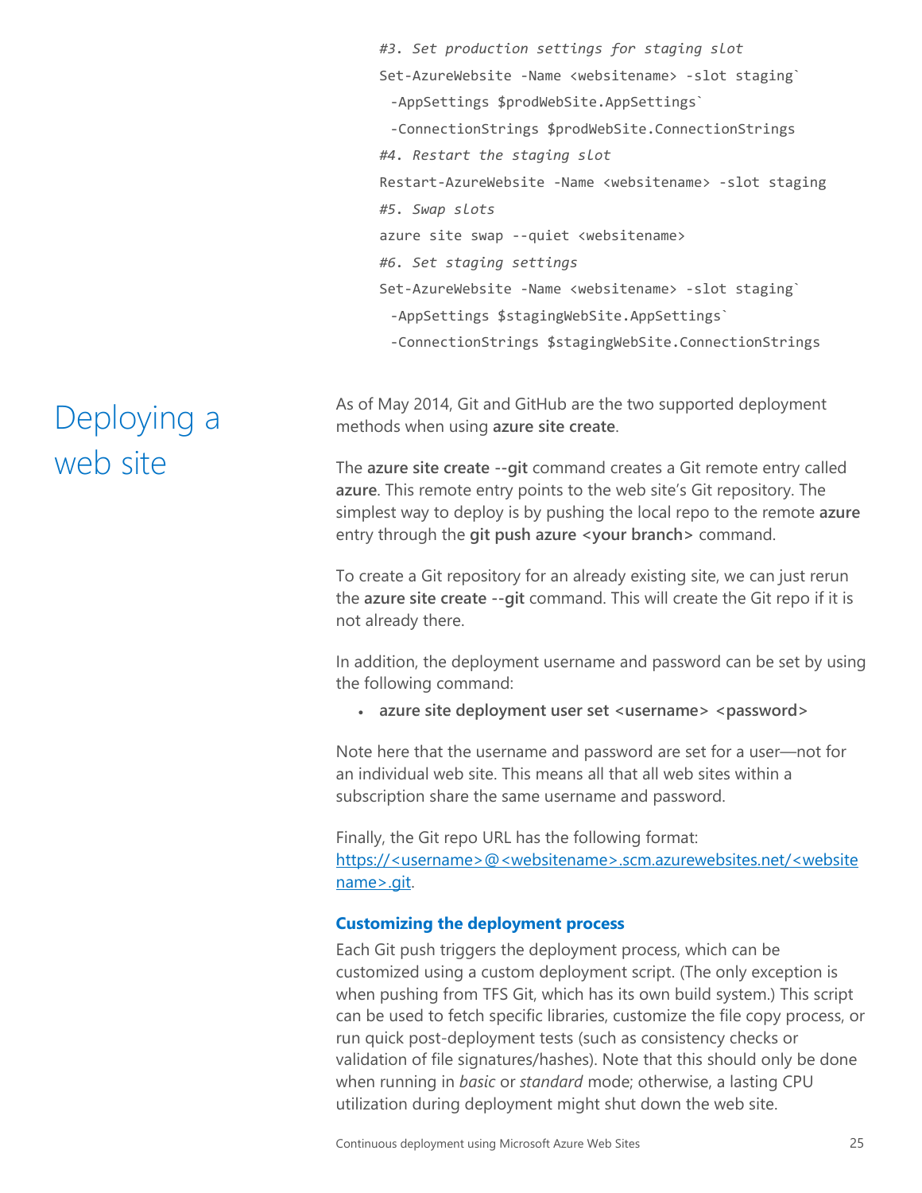```
#3. Set production settings for staging slot
Set-AzureWebsite -Name <websitename> -slot staging`
 -AppSettings $prodWebSite.AppSettings`
 -ConnectionStrings $prodWebSite.ConnectionStrings
#4. Restart the staging slot
Restart-AzureWebsite -Name <websitename> -slot staging
#5. Swap slots
azure site swap --quiet <websitename>
#6. Set staging settings
Set-AzureWebsite -Name <websitename> -slot staging`
 -AppSettings $stagingWebSite.AppSettings`
 -ConnectionStrings $stagingWebSite.ConnectionStrings
```

# Deploying a web site

As of May 2014, Git and GitHub are the two supported deployment methods when using **azure site create**.

The **azure site create --git** command creates a Git remote entry called **azure**. This remote entry points to the web site's Git repository. The simplest way to deploy is by pushing the local repo to the remote **azure** entry through the **git push azure <your branch>** command.

To create a Git repository for an already existing site, we can just rerun the **azure site create --git** command. This will create the Git repo if it is not already there.

In addition, the deployment username and password can be set by using the following command:

- **azure site deployment user set <username> <password>**

Note here that the username and password are set for a user—not for an individual web site. This means all that all web sites within a subscription share the same username and password.

Finally, the Git repo URL has the following format: https://<username>@<websitename>.scm.azurewebsites.net/<websitename>.git.

### Customizing the deployment process

Each Git push triggers the deployment process, which can be customized using a custom deployment script. (The only exception is when pushing from TFS Git, which has its own build system.) This script can be used to fetch specific libraries, customize the file copy process, or run quick post-deployment tests (such as consistency checks or validation of file signatures/hashes). Note that this should only be done when running in *basic* or *standard* mode; otherwise, a lasting CPU utilization during deployment might shut down the web site.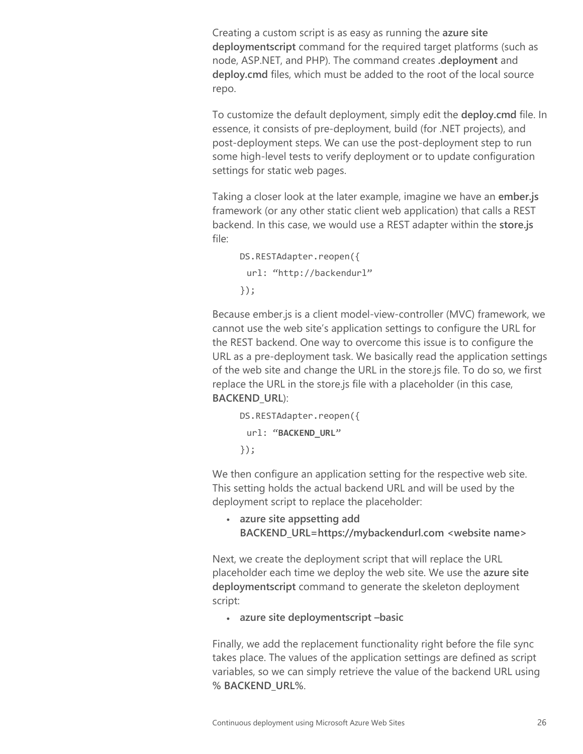Creating a custom script is as easy as running the **azure site deploymentscript** command for the required target platforms (such as node, ASP.NET, and PHP). The command creates **.deployment** and **deploy.cmd** files, which must be added to the root of the local source repo.

To customize the default deployment, simply edit the **deploy.cmd** file. In essence, it consists of pre-deployment, build (for .NET projects), and post-deployment steps. We can use the post-deployment step to run some high-level tests to verify deployment or to update configuration settings for static web pages.

Taking a closer look at the later example, imagine we have an **ember.js** framework (or any other static client web application) that calls a REST backend. In this case, we would use a REST adapter within the **store.js** file:

```
DS.RESTAdapter.reopen({
 url: "http://backendurl"
});
```

Because ember.js is a client model-view-controller (MVC) framework, we cannot use the web site's application settings to configure the URL for the REST backend. One way to overcome this issue is to configure the URL as a pre-deployment task. We basically read the application settings of the web site and change the URL in the store.js file. To do so, we first replace the URL in the store.js file with a placeholder (in this case, **BACKEND_URL**):

```
DS.RESTAdapter.reopen({
 url: "BACKEND_URL"
});
```

We then configure an application setting for the respective web site. This setting holds the actual backend URL and will be used by the deployment script to replace the placeholder:

- **azure site appsetting add BACKEND_URL=https://mybackendurl.com <website name>**

Next, we create the deployment script that will replace the URL placeholder each time we deploy the web site. We use the **azure site deploymentscript** command to generate the skeleton deployment script:

- **azure site deploymentscript –basic**

Finally, we add the replacement functionality right before the file sync takes place. The values of the application settings are defined as script variables, so we can simply retrieve the value of the backend URL using **% BACKEND_URL%**.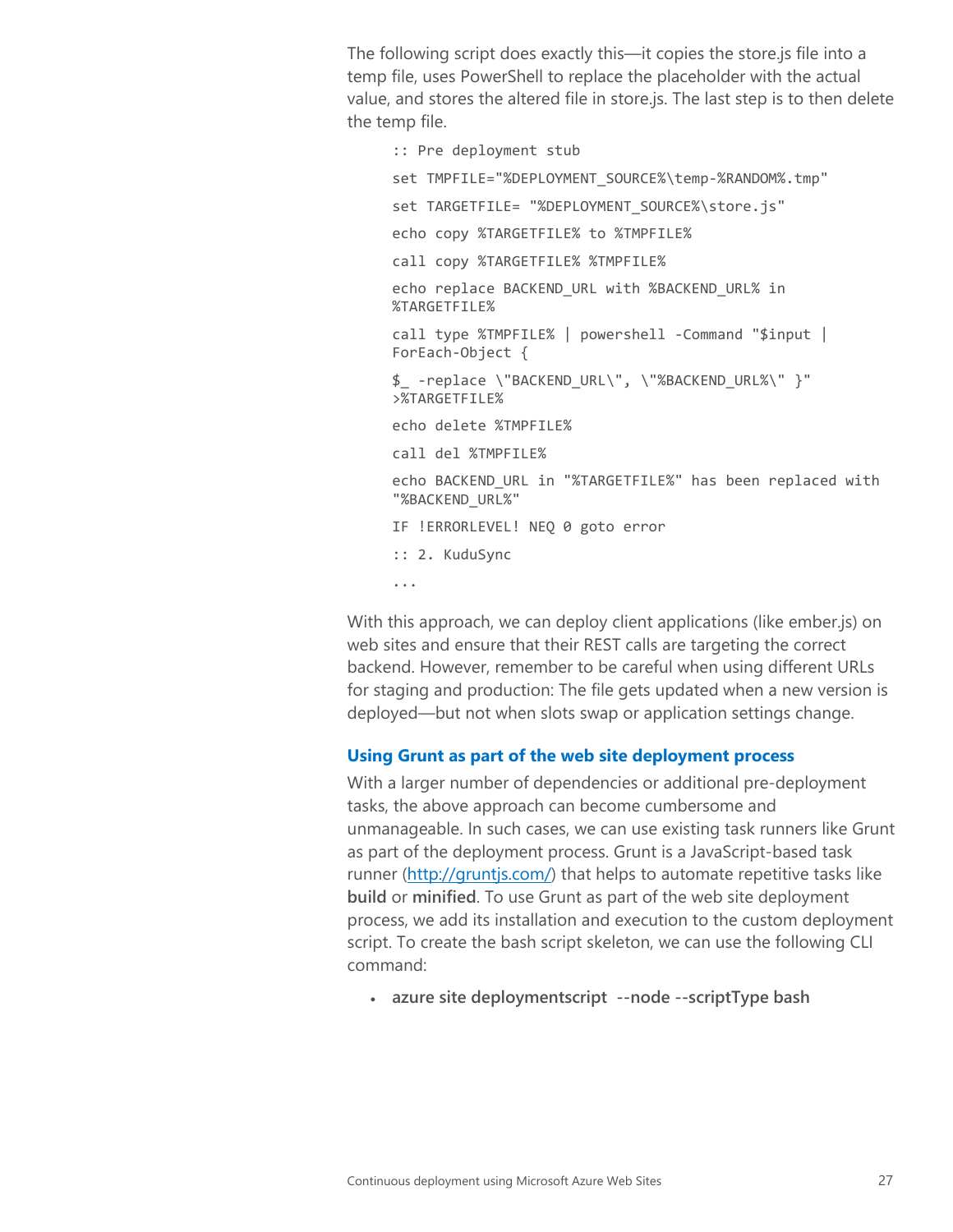The following script does exactly this—it copies the store.js file into a temp file, uses PowerShell to replace the placeholder with the actual value, and stores the altered file in store.js. The last step is to then delete the temp file.

```
:: Pre deployment stub

set TMPFILE="%DEPLOYMENT_SOURCE%\temp-%RANDOM%.tmp"

set TARGETFILE= "%DEPLOYMENT_SOURCE%\store.js"

echo copy %TARGETFILE% to %TMPFILE%

call copy %TARGETFILE% %TMPFILE%

echo replace BACKEND_URL with %BACKEND_URL% in
%TARGETFILE%

call type %TMPFILE% | powershell -Command "$input |
ForEach-Object {

$_ -replace \"BACKEND_URL\", \"%BACKEND_URL%\" }"
>%TARGETFILE%

echo delete %TMPFILE%

call del %TMPFILE%

echo BACKEND_URL in "%TARGETFILE%" has been replaced with
"%BACKEND_URL%"

IF !ERRORLEVEL! NEQ 0 goto error

:: 2. KuduSync

...
```

With this approach, we can deploy client applications (like ember.js) on web sites and ensure that their REST calls are targeting the correct backend. However, remember to be careful when using different URLs for staging and production: The file gets updated when a new version is deployed—but not when slots swap or application settings change.

### Using Grunt as part of the web site deployment process

With a larger number of dependencies or additional pre-deployment tasks, the above approach can become cumbersome and unmanageable. In such cases, we can use existing task runners like Grunt as part of the deployment process. Grunt is a JavaScript-based task runner (http://gruntjs.com/) that helps to automate repetitive tasks like **build** or **minified**. To use Grunt as part of the web site deployment process, we add its installation and execution to the custom deployment script. To create the bash script skeleton, we can use the following CLI command:

- **azure site deploymentscript --node --scriptType bash**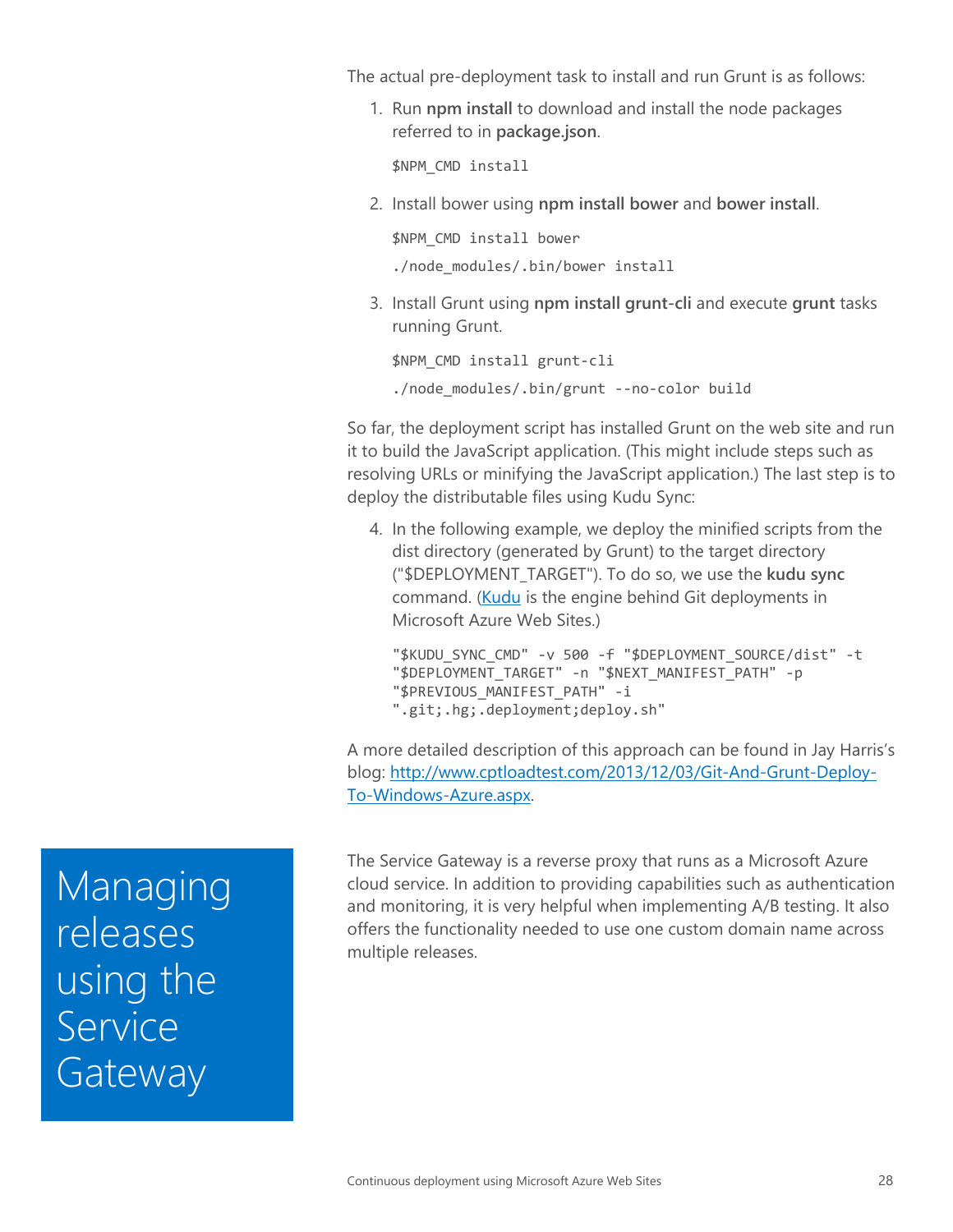The actual pre-deployment task to install and run Grunt is as follows:

1. Run **npm install** to download and install the node packages referred to in **package.json**.

   ```
   $NPM_CMD install
   ```

2. Install bower using **npm install bower** and **bower install**.

   ```
   $NPM_CMD install bower
   ./node_modules/.bin/bower install
   ```

3. Install Grunt using **npm install grunt-cli** and execute **grunt** tasks running Grunt.

   ```
   $NPM_CMD install grunt-cli
   ./node_modules/.bin/grunt --no-color build
   ```

So far, the deployment script has installed Grunt on the web site and run it to build the JavaScript application. (This might include steps such as resolving URLs or minifying the JavaScript application.) The last step is to deploy the distributable files using Kudu Sync:

4. In the following example, we deploy the minified scripts from the dist directory (generated by Grunt) to the target directory ("$DEPLOYMENT_TARGET"). To do so, we use the **kudu sync** command. ([Kudu](Kudu) is the engine behind Git deployments in Microsoft Azure Web Sites.)

   ```
   "$KUDU_SYNC_CMD" -v 500 -f "$DEPLOYMENT_SOURCE/dist" -t
   "$DEPLOYMENT_TARGET" -n "$NEXT_MANIFEST_PATH" -p
   "$PREVIOUS_MANIFEST_PATH" -i
   ".git;.hg;.deployment;deploy.sh"
   ```

A more detailed description of this approach can be found in Jay Harris's blog: [http://www.cptloadtest.com/2013/12/03/Git-And-Grunt-Deploy-To-Windows-Azure.aspx](http://www.cptloadtest.com/2013/12/03/Git-And-Grunt-Deploy-To-Windows-Azure.aspx).

# Managing releases using the Service Gateway

The Service Gateway is a reverse proxy that runs as a Microsoft Azure cloud service. In addition to providing capabilities such as authentication and monitoring, it is very helpful when implementing A/B testing. It also offers the functionality needed to use one custom domain name across multiple releases.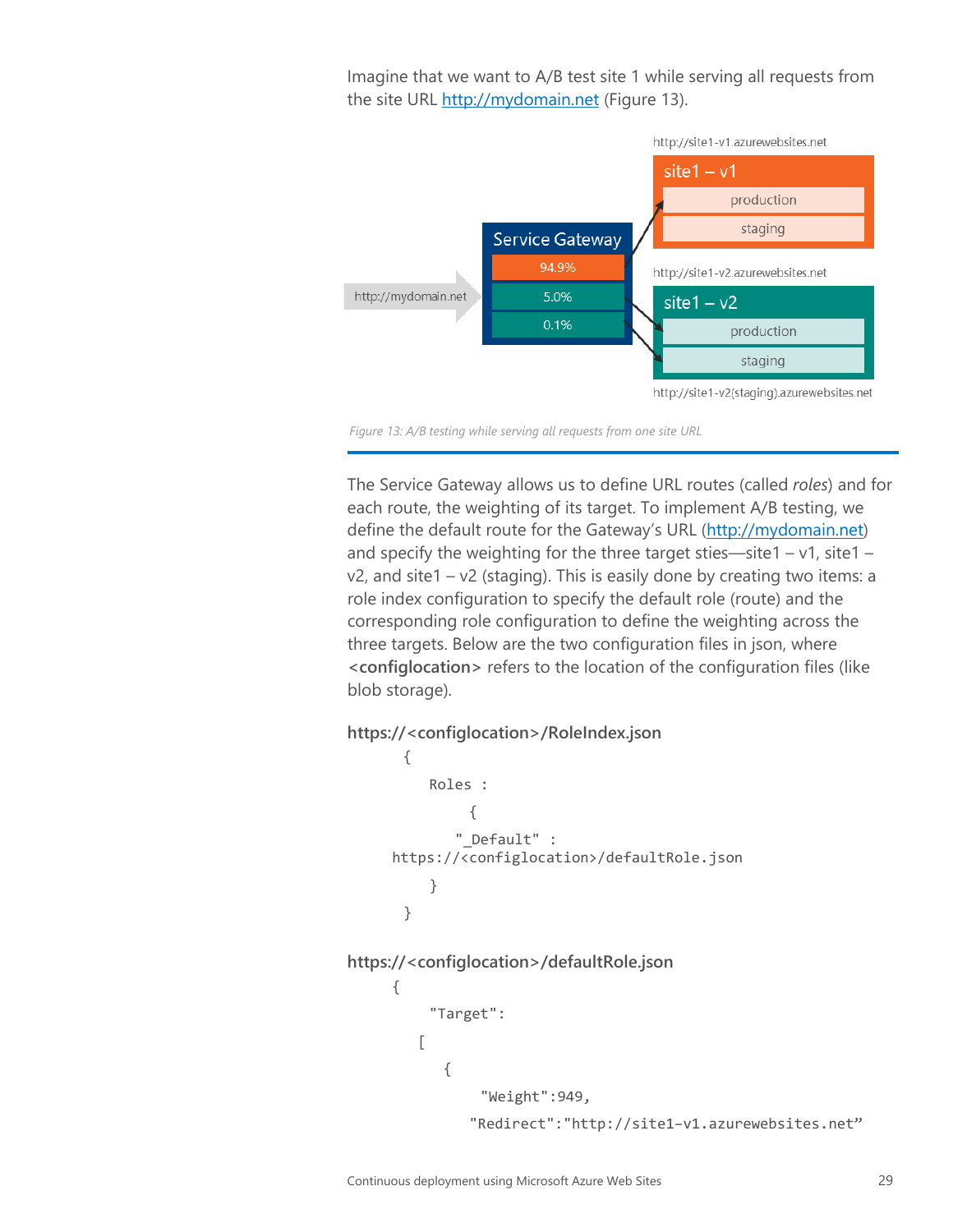Imagine that we want to A/B test site 1 while serving all requests from the site URL http://mydomain.net (Figure 13).

*Figure 13: A/B testing while serving all requests from one site URL*

The Service Gateway allows us to define URL routes (called *roles*) and for each route, the weighting of its target. To implement A/B testing, we define the default route for the Gateway's URL (http://mydomain.net) and specify the weighting for the three target sties—site1 – v1, site1 – v2, and site1 – v2 (staging). This is easily done by creating two items: a role index configuration to specify the default role (route) and the corresponding role configuration to define the weighting across the three targets. Below are the two configuration files in json, where **<configlocation>** refers to the location of the configuration files (like blob storage).

**https://<configlocation>/RoleIndex.json**

```
{
    Roles :
         {
        "_Default" :
https://<configlocation>/defaultRole.json
    }
}
```

**https://<configlocation>/defaultRole.json**

```
{
    "Target":
   [
      {
          "Weight":949,
        "Redirect":"http://site1-v1.azurewebsites.net"
```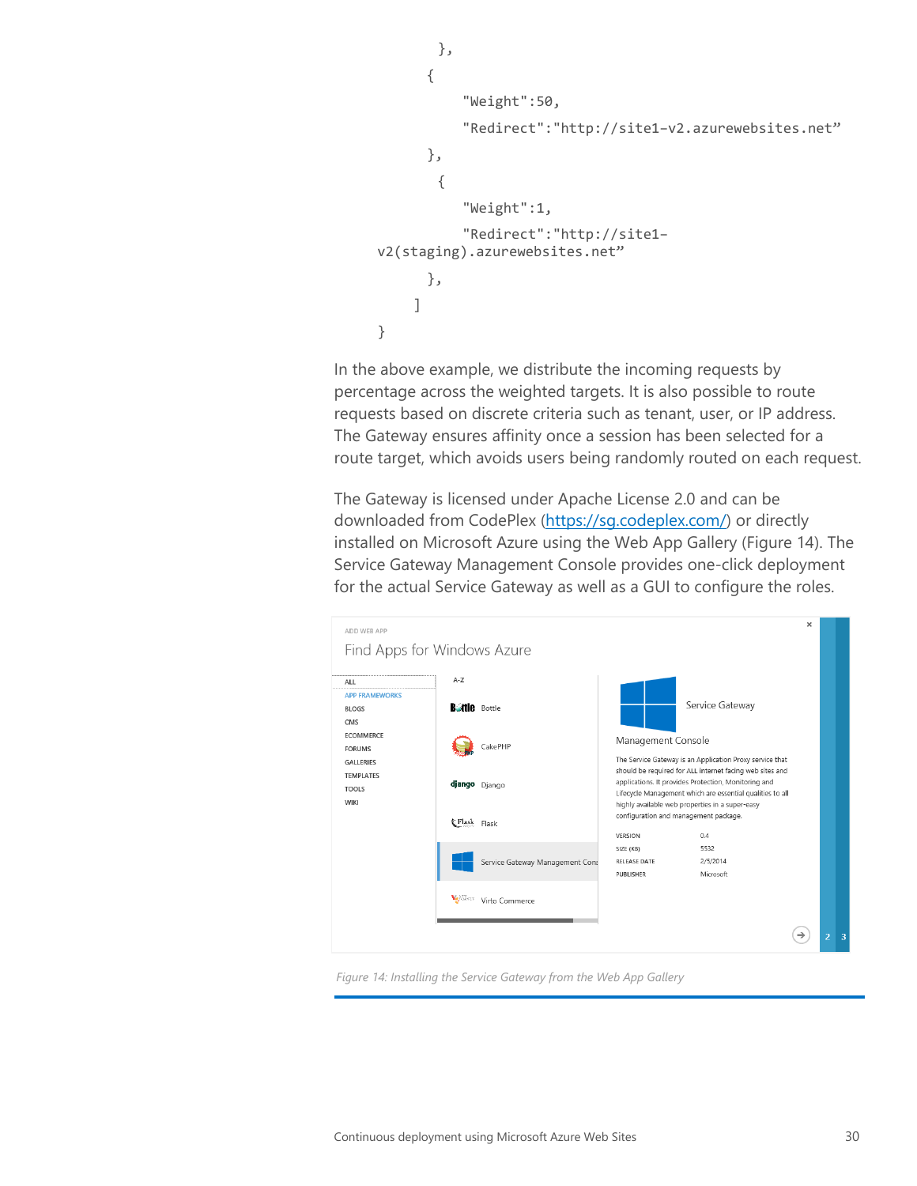```
        },
        {
            "Weight":50,
            "Redirect":"http://site1-v2.azurewebsites.net"
        },
         {
            "Weight":1,
            "Redirect":"http://site1-v2(staging).azurewebsites.net"
        },
      ]
  }
```

In the above example, we distribute the incoming requests by percentage across the weighted targets. It is also possible to route requests based on discrete criteria such as tenant, user, or IP address. The Gateway ensures affinity once a session has been selected for a route target, which avoids users being randomly routed on each request.

The Gateway is licensed under Apache License 2.0 and can be downloaded from CodePlex (https://sg.codeplex.com/) or directly installed on Microsoft Azure using the Web App Gallery (Figure 14). The Service Gateway Management Console provides one-click deployment for the actual Service Gateway as well as a GUI to configure the roles.

*Figure 14: Installing the Service Gateway from the Web App Gallery*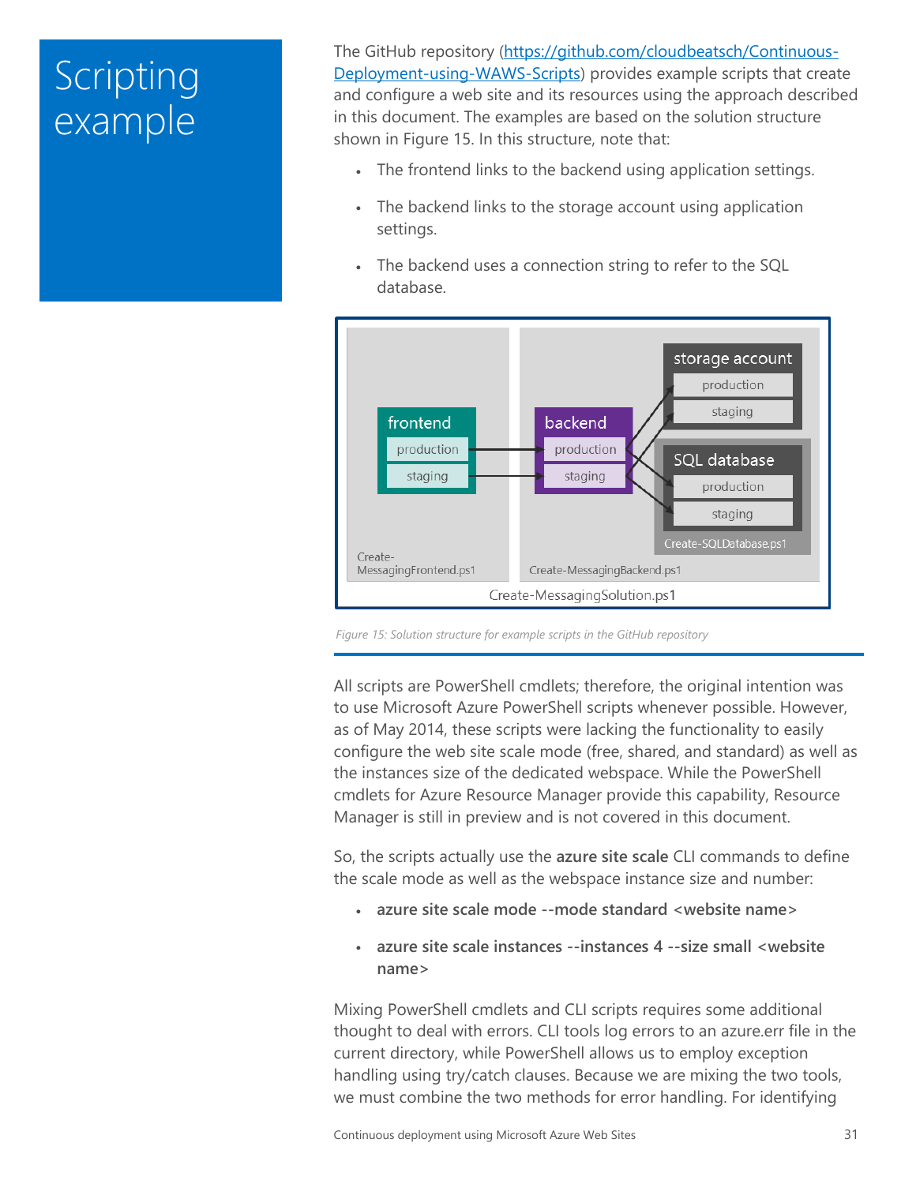# Scripting example

The GitHub repository (https://github.com/cloudbeatsch/Continuous-Deployment-using-WAWS-Scripts) provides example scripts that create and configure a web site and its resources using the approach described in this document. The examples are based on the solution structure shown in Figure 15. In this structure, note that:

- The frontend links to the backend using application settings.
- The backend links to the storage account using application settings.
- The backend uses a connection string to refer to the SQL database.

*Figure 15: Solution structure for example scripts in the GitHub repository*

All scripts are PowerShell cmdlets; therefore, the original intention was to use Microsoft Azure PowerShell scripts whenever possible. However, as of May 2014, these scripts were lacking the functionality to easily configure the web site scale mode (free, shared, and standard) as well as the instances size of the dedicated webspace. While the PowerShell cmdlets for Azure Resource Manager provide this capability, Resource Manager is still in preview and is not covered in this document.

So, the scripts actually use the **azure site scale** CLI commands to define the scale mode as well as the webspace instance size and number:

- **azure site scale mode --mode standard <website name>**
- **azure site scale instances --instances 4 --size small <website name>**

Mixing PowerShell cmdlets and CLI scripts requires some additional thought to deal with errors. CLI tools log errors to an azure.err file in the current directory, while PowerShell allows us to employ exception handling using try/catch clauses. Because we are mixing the two tools, we must combine the two methods for error handling. For identifying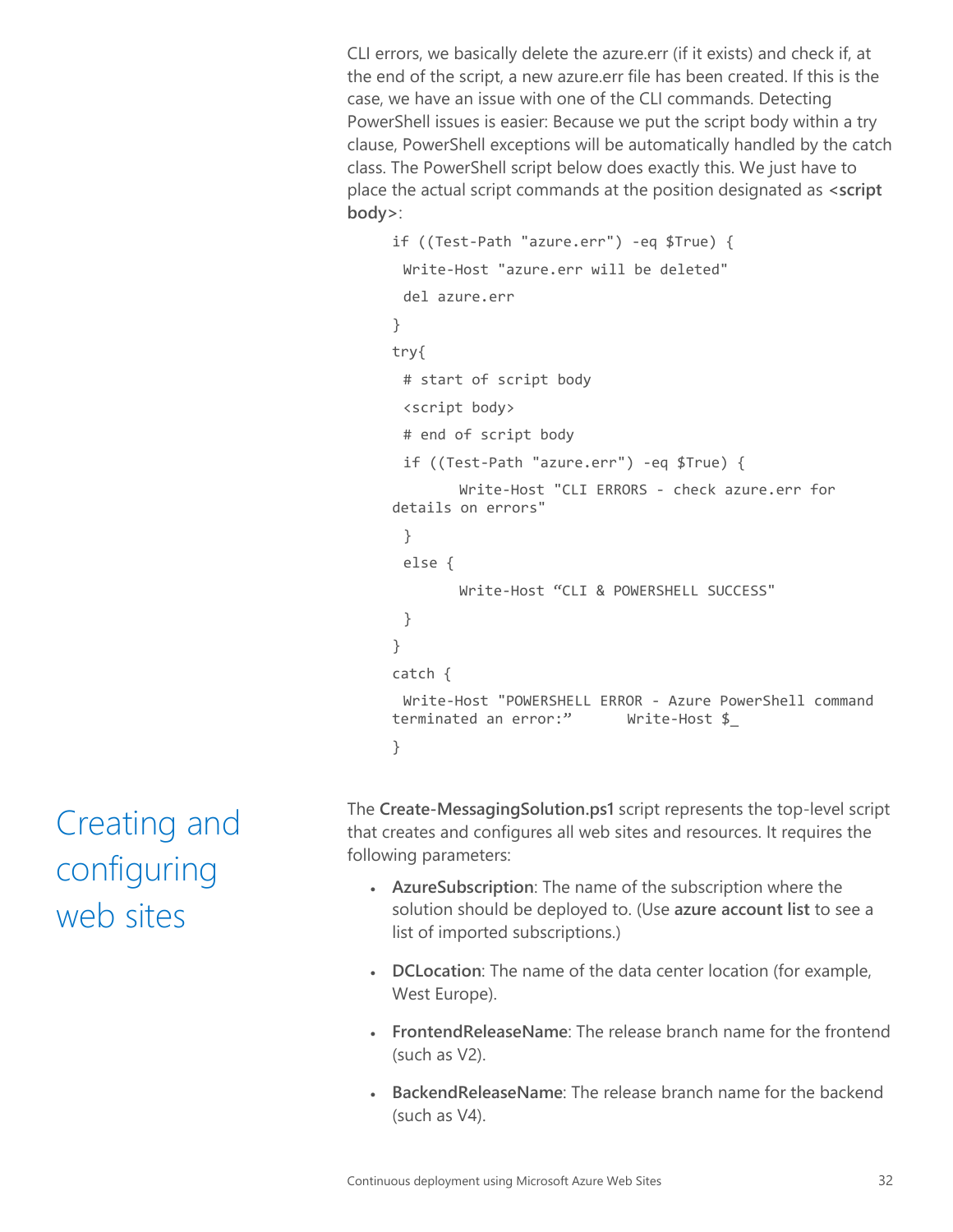CLI errors, we basically delete the azure.err (if it exists) and check if, at the end of the script, a new azure.err file has been created. If this is the case, we have an issue with one of the CLI commands. Detecting PowerShell issues is easier: Because we put the script body within a try clause, PowerShell exceptions will be automatically handled by the catch class. The PowerShell script below does exactly this. We just have to place the actual script commands at the position designated as **<script body>**:

```
if ((Test-Path "azure.err") -eq $True) {
 Write-Host "azure.err will be deleted"
 del azure.err
}
try{
 # start of script body
 <script body>
 # end of script body
 if ((Test-Path "azure.err") -eq $True) {
       Write-Host "CLI ERRORS - check azure.err for 
details on errors"
 }
 else {
       Write-Host “CLI & POWERSHELL SUCCESS"
 }
}
catch {
 Write-Host "POWERSHELL ERROR - Azure PowerShell command 
terminated an error:”      Write-Host $_
}
```

## Creating and configuring web sites

The **Create-MessagingSolution.ps1** script represents the top-level script that creates and configures all web sites and resources. It requires the following parameters:

- **AzureSubscription**: The name of the subscription where the solution should be deployed to. (Use **azure account list** to see a list of imported subscriptions.)
- **DCLocation**: The name of the data center location (for example, West Europe).
- **FrontendReleaseName**: The release branch name for the frontend (such as V2).
- **BackendReleaseName**: The release branch name for the backend (such as V4).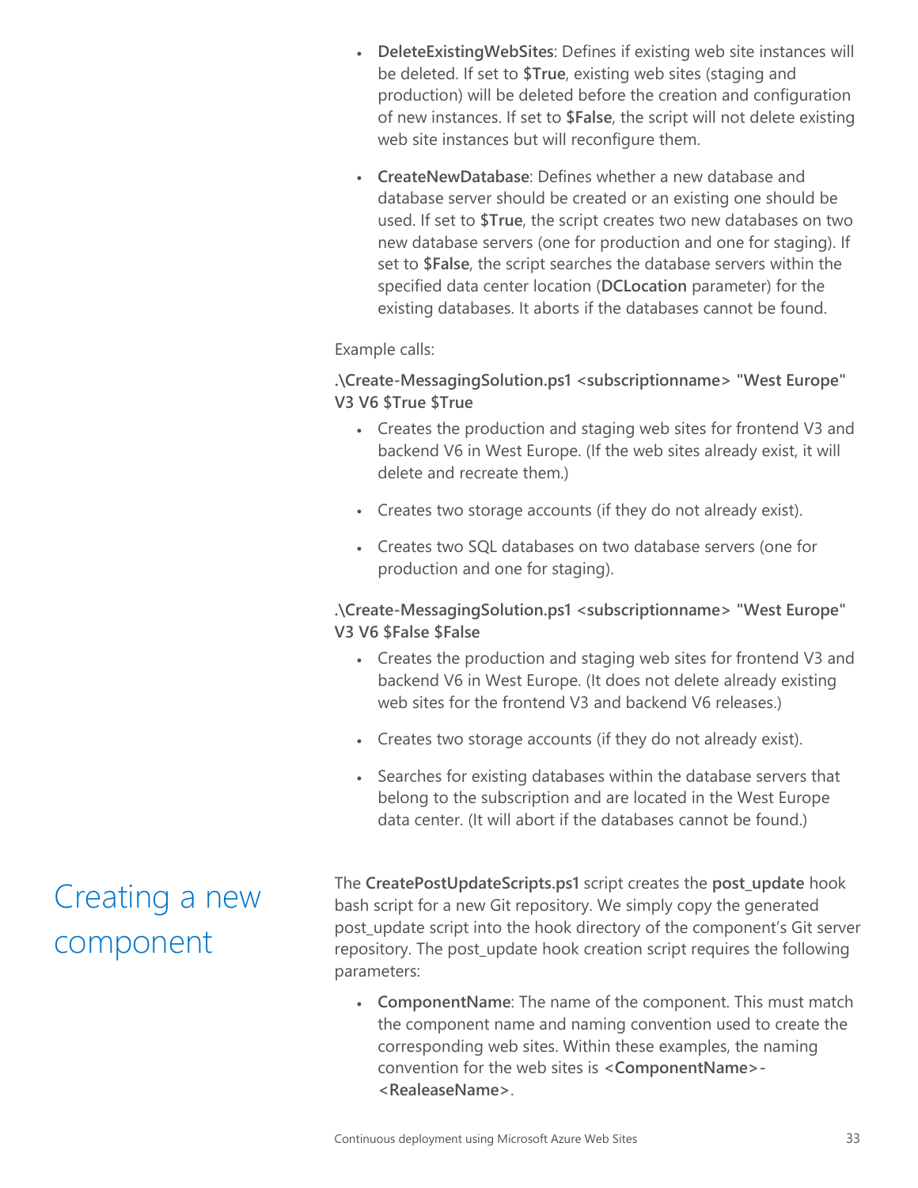- **DeleteExistingWebSites**: Defines if existing web site instances will be deleted. If set to **$True**, existing web sites (staging and production) will be deleted before the creation and configuration of new instances. If set to **$False**, the script will not delete existing web site instances but will reconfigure them.

- **CreateNewDatabase**: Defines whether a new database and database server should be created or an existing one should be used. If set to **$True**, the script creates two new databases on two new database servers (one for production and one for staging). If set to **$False**, the script searches the database servers within the specified data center location (**DCLocation** parameter) for the existing databases. It aborts if the databases cannot be found.

Example calls:

**.\Create-MessagingSolution.ps1 <subscriptionname> "West Europe" V3 V6 $True $True**

- Creates the production and staging web sites for frontend V3 and backend V6 in West Europe. (If the web sites already exist, it will delete and recreate them.)
- Creates two storage accounts (if they do not already exist).
- Creates two SQL databases on two database servers (one for production and one for staging).

**.\Create-MessagingSolution.ps1 <subscriptionname> "West Europe" V3 V6 $False $False**

- Creates the production and staging web sites for frontend V3 and backend V6 in West Europe. (It does not delete already existing web sites for the frontend V3 and backend V6 releases.)
- Creates two storage accounts (if they do not already exist).
- Searches for existing databases within the database servers that belong to the subscription and are located in the West Europe data center. (It will abort if the databases cannot be found.)

## Creating a new component

The **CreatePostUpdateScripts.ps1** script creates the **post_update** hook bash script for a new Git repository. We simply copy the generated post_update script into the hook directory of the component's Git server repository. The post_update hook creation script requires the following parameters:

- **ComponentName**: The name of the component. This must match the component name and naming convention used to create the corresponding web sites. Within these examples, the naming convention for the web sites is **<ComponentName>-<RealeaseName>**.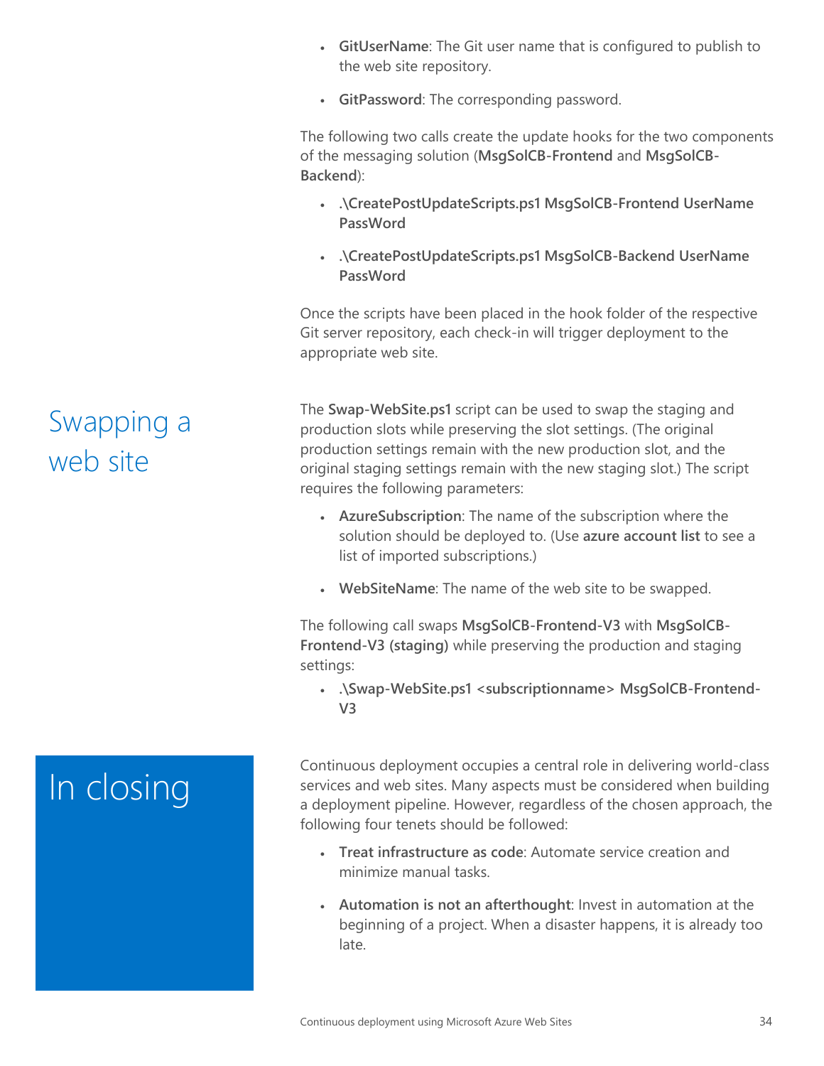- **GitUserName**: The Git user name that is configured to publish to the web site repository.
- **GitPassword**: The corresponding password.

The following two calls create the update hooks for the two components of the messaging solution (**MsgSolCB-Frontend** and **MsgSolCB-Backend**):

- **.\CreatePostUpdateScripts.ps1 MsgSolCB-Frontend UserName PassWord**
- **.\CreatePostUpdateScripts.ps1 MsgSolCB-Backend UserName PassWord**

Once the scripts have been placed in the hook folder of the respective Git server repository, each check-in will trigger deployment to the appropriate web site.

## Swapping a web site

The **Swap-WebSite.ps1** script can be used to swap the staging and production slots while preserving the slot settings. (The original production settings remain with the new production slot, and the original staging settings remain with the new staging slot.) The script requires the following parameters:

- **AzureSubscription**: The name of the subscription where the solution should be deployed to. (Use **azure account list** to see a list of imported subscriptions.)
- **WebSiteName**: The name of the web site to be swapped.

The following call swaps **MsgSolCB-Frontend-V3** with **MsgSolCB-Frontend-V3 (staging)** while preserving the production and staging settings:

- **.\Swap-WebSite.ps1 <subscriptionname> MsgSolCB-Frontend-V3**

# In closing

Continuous deployment occupies a central role in delivering world-class services and web sites. Many aspects must be considered when building a deployment pipeline. However, regardless of the chosen approach, the following four tenets should be followed:

- **Treat infrastructure as code**: Automate service creation and minimize manual tasks.
- **Automation is not an afterthought**: Invest in automation at the beginning of a project. When a disaster happens, it is already too late.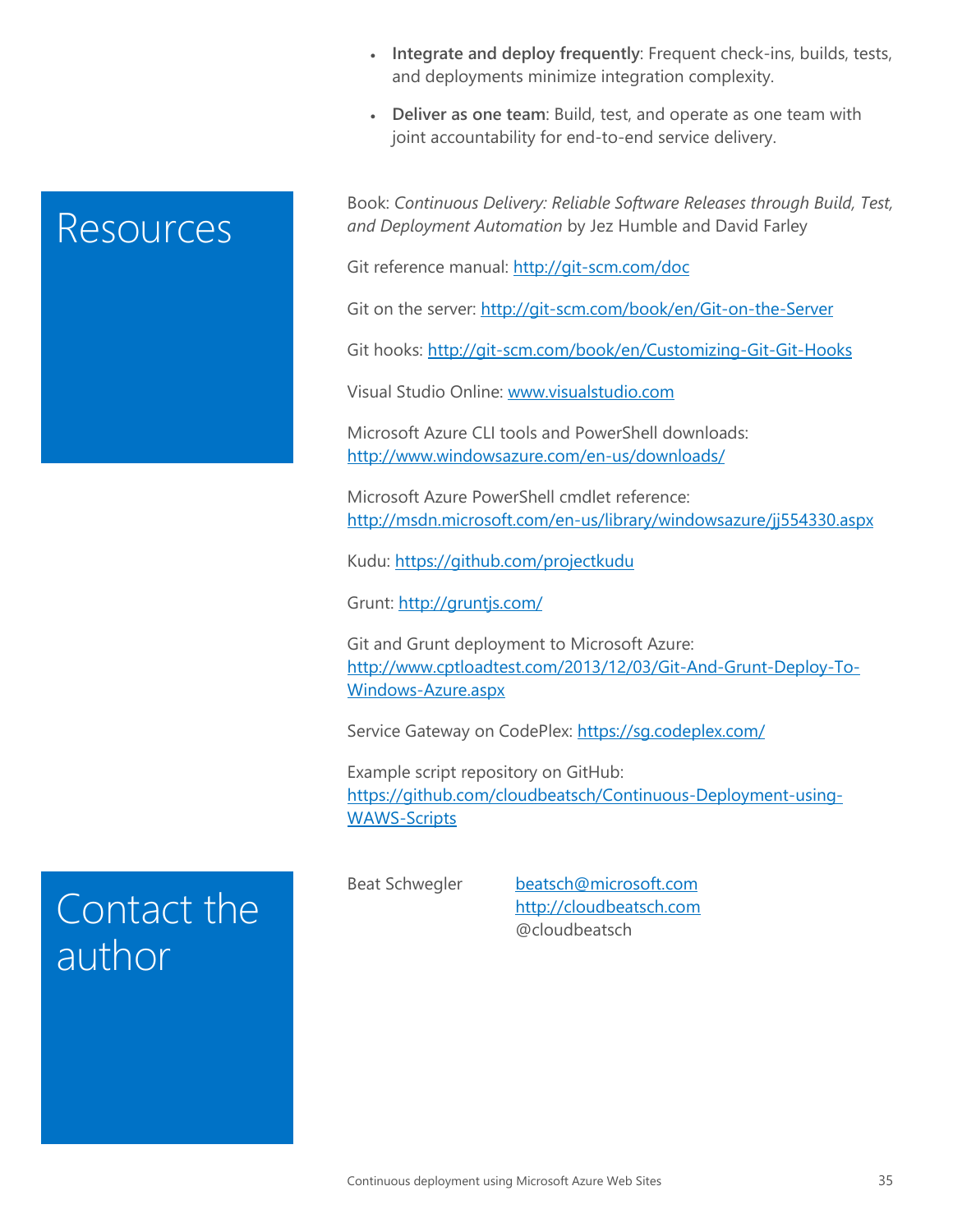- **Integrate and deploy frequently**: Frequent check-ins, builds, tests, and deployments minimize integration complexity.
- **Deliver as one team**: Build, test, and operate as one team with joint accountability for end-to-end service delivery.

# Resources

Book: *Continuous Delivery: Reliable Software Releases through Build, Test, and Deployment Automation* by Jez Humble and David Farley

Git reference manual: http://git-scm.com/doc

Git on the server: http://git-scm.com/book/en/Git-on-the-Server

Git hooks: http://git-scm.com/book/en/Customizing-Git-Git-Hooks

Visual Studio Online: www.visualstudio.com

Microsoft Azure CLI tools and PowerShell downloads: http://www.windowsazure.com/en-us/downloads/

Microsoft Azure PowerShell cmdlet reference: http://msdn.microsoft.com/en-us/library/windowsazure/jj554330.aspx

Kudu: https://github.com/projectkudu

Grunt: http://gruntjs.com/

Git and Grunt deployment to Microsoft Azure: http://www.cptloadtest.com/2013/12/03/Git-And-Grunt-Deploy-To-Windows-Azure.aspx

Service Gateway on CodePlex: https://sg.codeplex.com/

Example script repository on GitHub: https://github.com/cloudbeatsch/Continuous-Deployment-using-WAWS-Scripts

# Contact the author

Beat Schwegler
beatsch@microsoft.com
http://cloudbeatsch.com
@cloudbeatsch